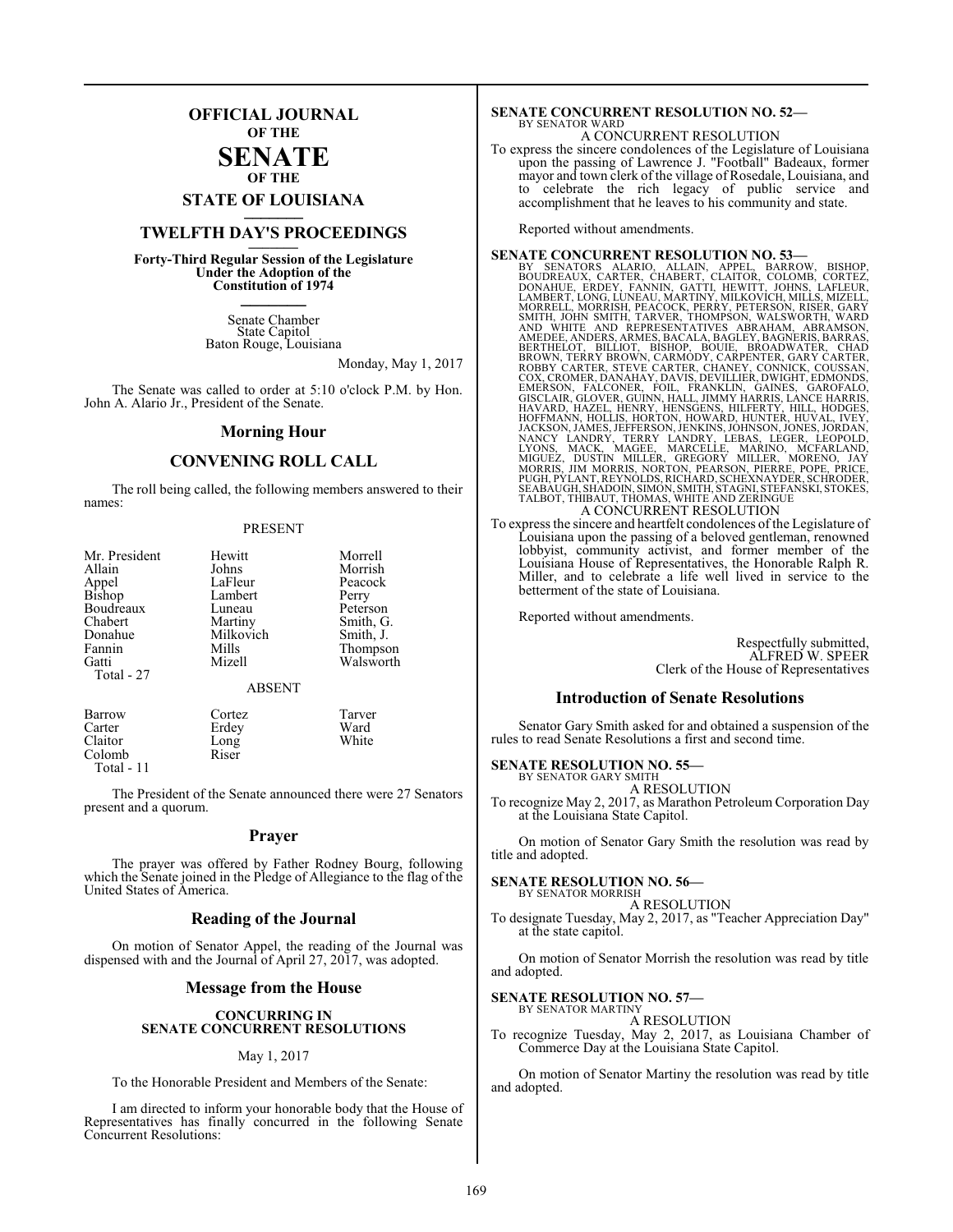# OFFICIAL JOURNAL OF THE SENATE OF THE STATE OF LOUISIANA

## TWELFTH DAY'S PROCEEDINGS

**Forty-Third Regular Session of the Legislature Under the Adoption of the Constitution of 1974**

Senate Chamber
State Capitol
Baton Rouge, Louisiana

Monday, May 1, 2017

The Senate was called to order at 5:10 o'clock P.M. by Hon. John A. Alario Jr., President of the Senate.

## Morning Hour

## CONVENING ROLL CALL

The roll being called, the following members answered to their names:

PRESENT

| | | |
|---|---|---|
| Mr. President | Hewitt | Morrell |
| Allain | Johns | Morrish |
| Appel | LaFleur | Peacock |
| Bishop | Lambert | Perry |
| Boudreaux | Luneau | Peterson |
| Chabert | Martiny | Smith, G. |
| Donahue | Milkovich | Smith, J. |
| Fannin | Mills | Thompson |
| Gatti | Mizell | Walsworth |
| Total - 27 | | |

ABSENT

| | | |
|---|---|---|
| Barrow | Cortez | Tarver |
| Carter | Erdey | Ward |
| Claitor | Long | White |
| Colomb | Riser | |
| Total - 11 | | |

The President of the Senate announced there were 27 Senators present and a quorum.

## Prayer

The prayer was offered by Father Rodney Bourg, following which the Senate joined in the Pledge of Allegiance to the flag of the United States of America.

## Reading of the Journal

On motion of Senator Appel, the reading of the Journal was dispensed with and the Journal of April 27, 2017, was adopted.

## Message from the House

**CONCURRING IN SENATE CONCURRENT RESOLUTIONS**

May 1, 2017

To the Honorable President and Members of the Senate:

I am directed to inform your honorable body that the House of Representatives has finally concurred in the following Senate Concurrent Resolutions:

**SENATE CONCURRENT RESOLUTION NO. 52—**
BY SENATOR WARD

A CONCURRENT RESOLUTION

To express the sincere condolences of the Legislature of Louisiana upon the passing of Lawrence J. "Football" Badeaux, former mayor and town clerk of the village of Rosedale, Louisiana, and to celebrate the rich legacy of public service and accomplishment that he leaves to his community and state.

Reported without amendments.

**SENATE CONCURRENT RESOLUTION NO. 53—**
BY SENATORS ALARIO, ALLAIN, APPEL, BARROW, BISHOP, BOUDREAUX, CARTER, CHABERT, CLAITOR, COLOMB, CORTEZ, DONAHUE, ERDEY, FANNIN, GATTI, HEWITT, JOHNS, LAFLEUR, LAMBERT, LONG, LUNEAU, MARTINY, MILKOVICH, MILLS, MIZELL, MORRELL, MORRISH, PEACOCK, PERRY, PETERSON, RISER, GARY SMITH, JOHN SMITH, TARVER, THOMPSON, WALSWORTH, WARD AND WHITE AND REPRESENTATIVES ABRAHAM, ABRAMSON, AMEDEE, ANDERS, ARMES, BACALA, BAGLEY, BAGNERIS, BARRAS, BERTHELOT, BILLIOT, BISHOP, BOUIE, BROADWATER, CHAD BROWN, TERRY BROWN, CARMODY, CARPENTER, GARY CARTER, ROBBY CARTER, STEVE CARTER, CHANEY, CONNICK, COUSSAN, COX, CROMER, DANAHAY, DAVIS, DEVILLIER, DWIGHT, EDMONDS, EMERSON, FALCONER, FOIL, FRANKLIN, GAINES, GAROFALO, GISCLAIR, GLOVER, GUINN, HALL, JIMMY HARRIS, LANCE HARRIS, HAVARD, HAZEL, HENRY, HENSGENS, HILFERTY, HILL, HODGES, HOFFMANN, HOLLIS, HORTON, HOWARD, HUNTER, HUVAL, IVEY, JACKSON, JAMES, JEFFERSON, JENKINS, JOHNSON, JONES, JORDAN, NANCY LANDRY, TERRY LANDRY, LEBAS, LEGER, LEOPOLD, LYONS, MACK, MAGEE, MARCELLE, MARINO, MCFARLAND, MIGUEZ, DUSTIN MILLER, GREGORY MILLER, MORENO, JAY MORRIS, JIM MORRIS, NORTON, PEARSON, PIERRE, POPE, PRICE, PUGH, PYLANT, REYNOLDS, RICHARD, SCHEXNAYDER, SCHRODER, SEABAUGH, SHADOIN, SIMON, SMITH, STAGNI, STEFANSKI, STOKES, TALBOT, THIBAUT, THOMAS, WHITE AND ZERINGUE

A CONCURRENT RESOLUTION

To express the sincere and heartfelt condolences of the Legislature of Louisiana upon the passing of a beloved gentleman, renowned lobbyist, community activist, and former member of the Louisiana House of Representatives, the Honorable Ralph R. Miller, and to celebrate a life well lived in service to the betterment of the state of Louisiana.

Reported without amendments.

Respectfully submitted,
ALFRED W. SPEER
Clerk of the House of Representatives

## Introduction of Senate Resolutions

Senator Gary Smith asked for and obtained a suspension of the rules to read Senate Resolutions a first and second time.

**SENATE RESOLUTION NO. 55—**
BY SENATOR GARY SMITH

A RESOLUTION

To recognize May 2, 2017, as Marathon Petroleum Corporation Day at the Louisiana State Capitol.

On motion of Senator Gary Smith the resolution was read by title and adopted.

**SENATE RESOLUTION NO. 56—**
BY SENATOR MORRISH

A RESOLUTION

To designate Tuesday, May 2, 2017, as "Teacher Appreciation Day" at the state capitol.

On motion of Senator Morrish the resolution was read by title and adopted.

**SENATE RESOLUTION NO. 57—**
BY SENATOR MARTINY

A RESOLUTION

To recognize Tuesday, May 2, 2017, as Louisiana Chamber of Commerce Day at the Louisiana State Capitol.

On motion of Senator Martiny the resolution was read by title and adopted.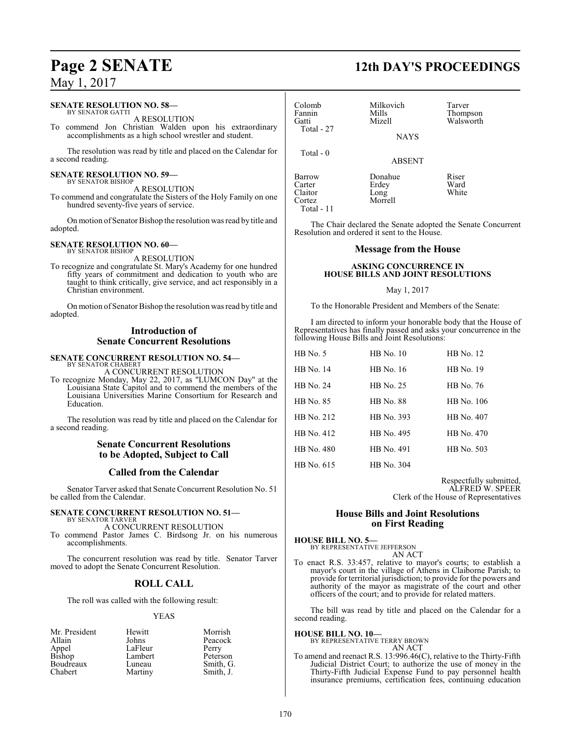**SENATE RESOLUTION NO. 58—**
BY SENATOR GATTI

A RESOLUTION

To commend Jon Christian Walden upon his extraordinary accomplishments as a high school wrestler and student.

The resolution was read by title and placed on the Calendar for a second reading.

**SENATE RESOLUTION NO. 59—**
BY SENATOR BISHOP

A RESOLUTION

To commend and congratulate the Sisters of the Holy Family on one hundred seventy-five years of service.

On motion of Senator Bishop the resolution was read by title and adopted.

**SENATE RESOLUTION NO. 60—**
BY SENATOR BISHOP

A RESOLUTION

To recognize and congratulate St. Mary's Academy for one hundred fifty years of commitment and dedication to youth who are taught to think critically, give service, and act responsibly in a Christian environment.

On motion of Senator Bishop the resolution was read by title and adopted.

## Introduction of Senate Concurrent Resolutions

**SENATE CONCURRENT RESOLUTION NO. 54—**
BY SENATOR CHABERT

A CONCURRENT RESOLUTION

To recognize Monday, May 22, 2017, as "LUMCON Day" at the Louisiana State Capitol and to commend the members of the Louisiana Universities Marine Consortium for Research and Education.

The resolution was read by title and placed on the Calendar for a second reading.

## Senate Concurrent Resolutions to be Adopted, Subject to Call

## Called from the Calendar

Senator Tarver asked that Senate Concurrent Resolution No. 51 be called from the Calendar.

**SENATE CONCURRENT RESOLUTION NO. 51—**
BY SENATOR TARVER

A CONCURRENT RESOLUTION

To commend Pastor James C. Birdsong Jr. on his numerous accomplishments.

The concurrent resolution was read by title. Senator Tarver moved to adopt the Senate Concurrent Resolution.

## ROLL CALL

The roll was called with the following result:

YEAS

| | | |
|---|---|---|
| Mr. President | Hewitt | Morrish |
| Allain | Johns | Peacock |
| Appel | LaFleur | Perry |
| Bishop | Lambert | Peterson |
| Boudreaux | Luneau | Smith, G. |
| Chabert | Martiny | Smith, J. |
| Colomb | Milkovich | Tarver |
| Fannin | Mills | Thompson |
| Gatti | Mizell | Walsworth |
| Total - 27 | | |

NAYS

Total - 0

ABSENT

| | | |
|---|---|---|
| Barrow | Donahue | Riser |
| Carter | Erdey | Ward |
| Claitor | Long | White |
| Cortez | Morrell | |
| Total - 11 | | |

The Chair declared the Senate adopted the Senate Concurrent Resolution and ordered it sent to the House.

## Message from the House

**ASKING CONCURRENCE IN HOUSE BILLS AND JOINT RESOLUTIONS**

May 1, 2017

To the Honorable President and Members of the Senate:

I am directed to inform your honorable body that the House of Representatives has finally passed and asks your concurrence in the following House Bills and Joint Resolutions:

| | | |
|---|---|---|
| HB No. 5 | HB No. 10 | HB No. 12 |
| HB No. 14 | HB No. 16 | HB No. 19 |
| HB No. 24 | HB No. 25 | HB No. 76 |
| HB No. 85 | HB No. 88 | HB No. 106 |
| HB No. 212 | HB No. 393 | HB No. 407 |
| HB No. 412 | HB No. 495 | HB No. 470 |
| HB No. 480 | HB No. 491 | HB No. 503 |
| HB No. 615 | HB No. 304 | |

Respectfully submitted,
ALFRED W. SPEER
Clerk of the House of Representatives

## House Bills and Joint Resolutions on First Reading

**HOUSE BILL NO. 5—**
BY REPRESENTATIVE JEFFERSON

AN ACT

To enact R.S. 33:457, relative to mayor's courts; to establish a mayor's court in the village of Athens in Claiborne Parish; to provide for territorial jurisdiction; to provide for the powers and authority of the mayor as magistrate of the court and other officers of the court; and to provide for related matters.

The bill was read by title and placed on the Calendar for a second reading.

**HOUSE BILL NO. 10—**
BY REPRESENTATIVE TERRY BROWN

AN ACT

To amend and reenact R.S. 13:996.46(C), relative to the Thirty-Fifth Judicial District Court; to authorize the use of money in the Thirty-Fifth Judicial Expense Fund to pay personnel health insurance premiums, certification fees, continuing education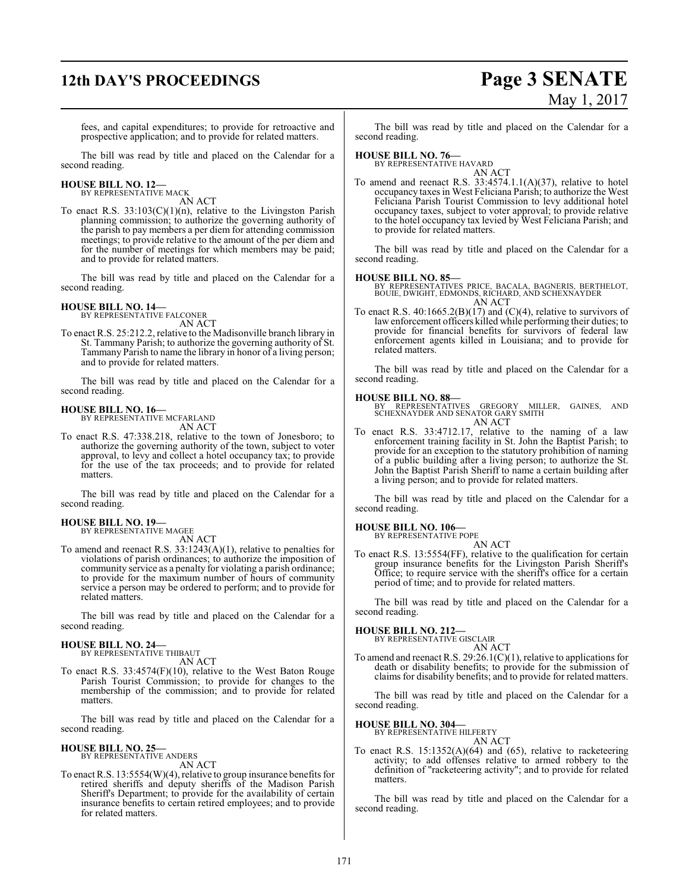fees, and capital expenditures; to provide for retroactive and prospective application; and to provide for related matters.

The bill was read by title and placed on the Calendar for a second reading.

**HOUSE BILL NO. 12—**
BY REPRESENTATIVE MACK
AN ACT

To enact R.S. 33:103(C)(1)(n), relative to the Livingston Parish planning commission; to authorize the governing authority of the parish to pay members a per diem for attending commission meetings; to provide relative to the amount of the per diem and for the number of meetings for which members may be paid; and to provide for related matters.

The bill was read by title and placed on the Calendar for a second reading.

**HOUSE BILL NO. 14—**
BY REPRESENTATIVE FALCONER
AN ACT

To enact R.S. 25:212.2, relative to the Madisonville branch library in St. Tammany Parish; to authorize the governing authority of St. Tammany Parish to name the library in honor of a living person; and to provide for related matters.

The bill was read by title and placed on the Calendar for a second reading.

**HOUSE BILL NO. 16—**
BY REPRESENTATIVE MCFARLAND
AN ACT

To enact R.S. 47:338.218, relative to the town of Jonesboro; to authorize the governing authority of the town, subject to voter approval, to levy and collect a hotel occupancy tax; to provide for the use of the tax proceeds; and to provide for related matters.

The bill was read by title and placed on the Calendar for a second reading.

**HOUSE BILL NO. 19—**
BY REPRESENTATIVE MAGEE
AN ACT

To amend and reenact R.S. 33:1243(A)(1), relative to penalties for violations of parish ordinances; to authorize the imposition of community service as a penalty for violating a parish ordinance; to provide for the maximum number of hours of community service a person may be ordered to perform; and to provide for related matters.

The bill was read by title and placed on the Calendar for a second reading.

**HOUSE BILL NO. 24—**
BY REPRESENTATIVE THIBAUT
AN ACT

To enact R.S. 33:4574(F)(10), relative to the West Baton Rouge Parish Tourist Commission; to provide for changes to the membership of the commission; and to provide for related matters.

The bill was read by title and placed on the Calendar for a second reading.

**HOUSE BILL NO. 25—**
BY REPRESENTATIVE ANDERS
AN ACT

To enact R.S. 13:5554(W)(4), relative to group insurance benefits for retired sheriffs and deputy sheriffs of the Madison Parish Sheriff's Department; to provide for the availability of certain insurance benefits to certain retired employees; and to provide for related matters.

The bill was read by title and placed on the Calendar for a second reading.

**HOUSE BILL NO. 76—**
BY REPRESENTATIVE HAVARD
AN ACT

To amend and reenact R.S. 33:4574.1.1(A)(37), relative to hotel occupancy taxes in West Feliciana Parish; to authorize the West Feliciana Parish Tourist Commission to levy additional hotel occupancy taxes, subject to voter approval; to provide relative to the hotel occupancy tax levied by West Feliciana Parish; and to provide for related matters.

The bill was read by title and placed on the Calendar for a second reading.

**HOUSE BILL NO. 85—**
BY REPRESENTATIVES PRICE, BACALA, BAGNERIS, BERTHELOT, BOUIE, DWIGHT, EDMONDS, RICHARD, AND SCHEXNAYDER
AN ACT

To enact R.S. 40:1665.2(B)(17) and (C)(4), relative to survivors of law enforcement officers killed while performing their duties; to provide for financial benefits for survivors of federal law enforcement agents killed in Louisiana; and to provide for related matters.

The bill was read by title and placed on the Calendar for a second reading.

**HOUSE BILL NO. 88—**
BY REPRESENTATIVES GREGORY MILLER, GAINES, AND SCHEXNAYDER AND SENATOR GARY SMITH
AN ACT

To enact R.S. 33:4712.17, relative to the naming of a law enforcement training facility in St. John the Baptist Parish; to provide for an exception to the statutory prohibition of naming of a public building after a living person; to authorize the St. John the Baptist Parish Sheriff to name a certain building after a living person; and to provide for related matters.

The bill was read by title and placed on the Calendar for a second reading.

**HOUSE BILL NO. 106—**
BY REPRESENTATIVE POPE
AN ACT

To enact R.S. 13:5554(FF), relative to the qualification for certain group insurance benefits for the Livingston Parish Sheriff's Office; to require service with the sheriff's office for a certain period of time; and to provide for related matters.

The bill was read by title and placed on the Calendar for a second reading.

**HOUSE BILL NO. 212—**
BY REPRESENTATIVE GISCLAIR
AN ACT

To amend and reenact R.S. 29:26.1(C)(1), relative to applications for death or disability benefits; to provide for the submission of claims for disability benefits; and to provide for related matters.

The bill was read by title and placed on the Calendar for a second reading.

**HOUSE BILL NO. 304—**
BY REPRESENTATIVE HILFERTY
AN ACT

To enact R.S. 15:1352(A)(64) and (65), relative to racketeering activity; to add offenses relative to armed robbery to the definition of "racketeering activity"; and to provide for related matters.

The bill was read by title and placed on the Calendar for a second reading.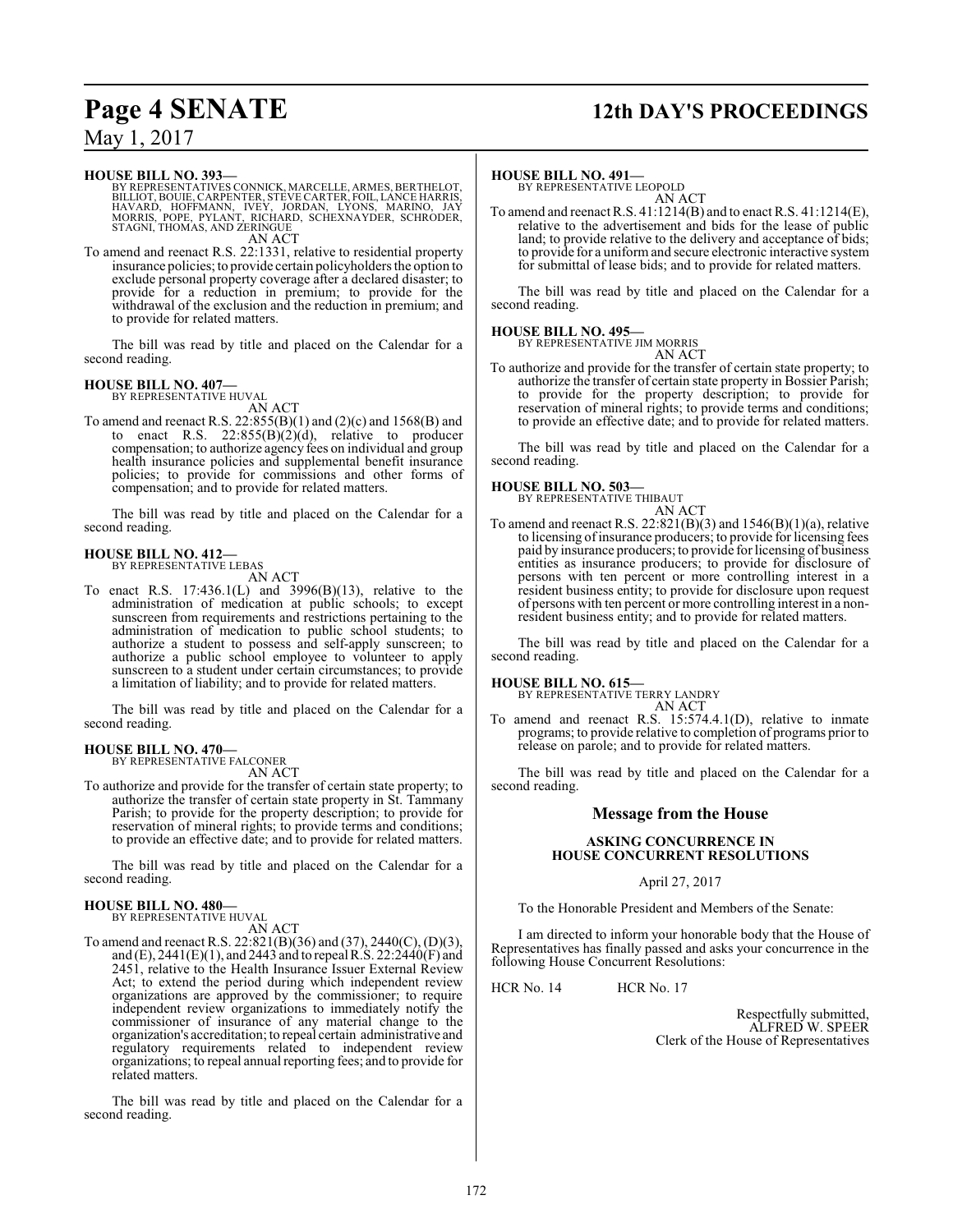**HOUSE BILL NO. 393—**
BY REPRESENTATIVES CONNICK, MARCELLE, ARMES, BERTHELOT, BILLIOT, BOUIE, CARPENTER, STEVE CARTER, FOIL, LANCE HARRIS, HAVARD, HOFFMANN, IVEY, JORDAN, LYONS, MARINO, JAY MORRIS, POPE, PYLANT, RICHARD, SCHEXNAYDER, SCHRODER, STAGNI, THOMAS, AND ZERINGUE

AN ACT

To amend and reenact R.S. 22:1331, relative to residential property insurance policies; to provide certain policyholders the option to exclude personal property coverage after a declared disaster; to provide for a reduction in premium; to provide for the withdrawal of the exclusion and the reduction in premium; and to provide for related matters.

The bill was read by title and placed on the Calendar for a second reading.

**HOUSE BILL NO. 407—**
BY REPRESENTATIVE HUVAL

AN ACT

To amend and reenact R.S. 22:855(B)(1) and (2)(c) and 1568(B) and to enact R.S. 22:855(B)(2)(d), relative to producer compensation; to authorize agency fees on individual and group health insurance policies and supplemental benefit insurance policies; to provide for commissions and other forms of compensation; and to provide for related matters.

The bill was read by title and placed on the Calendar for a second reading.

**HOUSE BILL NO. 412—**
BY REPRESENTATIVE LEBAS

AN ACT

To enact R.S. 17:436.1(L) and 3996(B)(13), relative to the administration of medication at public schools; to except sunscreen from requirements and restrictions pertaining to the administration of medication to public school students; to authorize a student to possess and self-apply sunscreen; to authorize a public school employee to volunteer to apply sunscreen to a student under certain circumstances; to provide a limitation of liability; and to provide for related matters.

The bill was read by title and placed on the Calendar for a second reading.

**HOUSE BILL NO. 470—**
BY REPRESENTATIVE FALCONER

AN ACT

To authorize and provide for the transfer of certain state property; to authorize the transfer of certain state property in St. Tammany Parish; to provide for the property description; to provide for reservation of mineral rights; to provide terms and conditions; to provide an effective date; and to provide for related matters.

The bill was read by title and placed on the Calendar for a second reading.

**HOUSE BILL NO. 480—**
BY REPRESENTATIVE HUVAL

AN ACT

To amend and reenact R.S. 22:821(B)(36) and (37), 2440(C), (D)(3), and (E), 2441(E)(1), and 2443 and to repeal R.S. 22:2440(F) and 2451, relative to the Health Insurance Issuer External Review Act; to extend the period during which independent review organizations are approved by the commissioner; to require independent review organizations to immediately notify the commissioner of insurance of any material change to the organization's accreditation; to repeal certain administrative and regulatory requirements related to independent review organizations; to repeal annual reporting fees; and to provide for related matters.

The bill was read by title and placed on the Calendar for a second reading.

**HOUSE BILL NO. 491—**
BY REPRESENTATIVE LEOPOLD

AN ACT

To amend and reenact R.S. 41:1214(B) and to enact R.S. 41:1214(E), relative to the advertisement and bids for the lease of public land; to provide relative to the delivery and acceptance of bids; to provide for a uniform and secure electronic interactive system for submittal of lease bids; and to provide for related matters.

The bill was read by title and placed on the Calendar for a second reading.

**HOUSE BILL NO. 495—**
BY REPRESENTATIVE JIM MORRIS

AN ACT

To authorize and provide for the transfer of certain state property; to authorize the transfer of certain state property in Bossier Parish; to provide for the property description; to provide for reservation of mineral rights; to provide terms and conditions; to provide an effective date; and to provide for related matters.

The bill was read by title and placed on the Calendar for a second reading.

**HOUSE BILL NO. 503—**
BY REPRESENTATIVE THIBAUT

AN ACT

To amend and reenact R.S. 22:821(B)(3) and 1546(B)(1)(a), relative to licensing of insurance producers; to provide for licensing fees paid by insurance producers; to provide for licensing of business entities as insurance producers; to provide for disclosure of persons with ten percent or more controlling interest in a resident business entity; to provide for disclosure upon request of persons with ten percent or more controlling interest in a non-resident business entity; and to provide for related matters.

The bill was read by title and placed on the Calendar for a second reading.

**HOUSE BILL NO. 615—**
BY REPRESENTATIVE TERRY LANDRY

AN ACT

To amend and reenact R.S. 15:574.4.1(D), relative to inmate programs; to provide relative to completion of programs prior to release on parole; and to provide for related matters.

The bill was read by title and placed on the Calendar for a second reading.

## Message from the House

### ASKING CONCURRENCE IN HOUSE CONCURRENT RESOLUTIONS

April 27, 2017

To the Honorable President and Members of the Senate:

I am directed to inform your honorable body that the House of Representatives has finally passed and asks your concurrence in the following House Concurrent Resolutions:

HCR No. 14 HCR No. 17

Respectfully submitted,
ALFRED W. SPEER
Clerk of the House of Representatives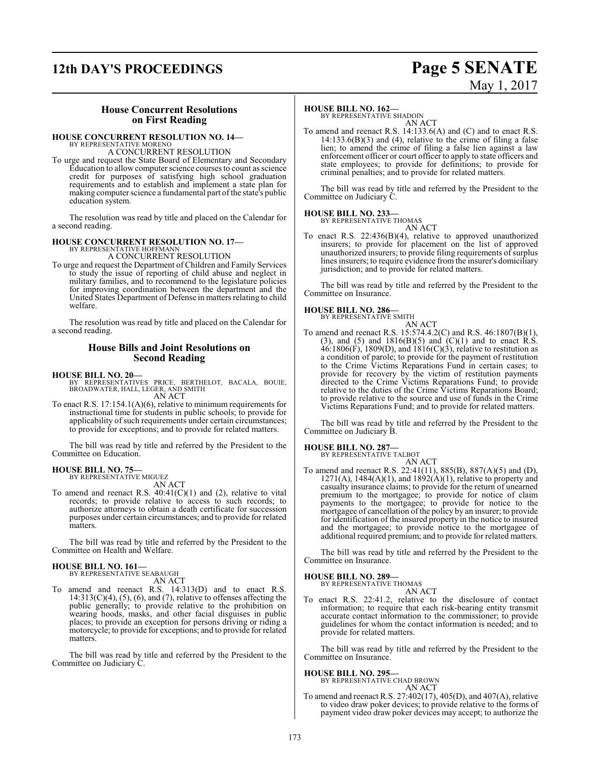### House Concurrent Resolutions on First Reading

**HOUSE CONCURRENT RESOLUTION NO. 14—**
BY REPRESENTATIVE MORENO
A CONCURRENT RESOLUTION

To urge and request the State Board of Elementary and Secondary Education to allow computer science courses to count as science credit for purposes of satisfying high school graduation requirements and to establish and implement a state plan for making computer science a fundamental part of the state's public education system.

The resolution was read by title and placed on the Calendar for a second reading.

**HOUSE CONCURRENT RESOLUTION NO. 17—**
BY REPRESENTATIVE HOFFMANN
A CONCURRENT RESOLUTION

To urge and request the Department of Children and Family Services to study the issue of reporting of child abuse and neglect in military families, and to recommend to the legislature policies for improving coordination between the department and the United States Department of Defense in matters relating to child welfare.

The resolution was read by title and placed on the Calendar for a second reading.

### House Bills and Joint Resolutions on Second Reading

**HOUSE BILL NO. 20—**
BY REPRESENTATIVES PRICE, BERTHELOT, BACALA, BOUIE, BROADWATER, HALL, LEGER, AND SMITH
AN ACT

To enact R.S. 17:154.1(A)(6), relative to minimum requirements for instructional time for students in public schools; to provide for applicability of such requirements under certain circumstances; to provide for exceptions; and to provide for related matters.

The bill was read by title and referred by the President to the Committee on Education.

**HOUSE BILL NO. 75—**
BY REPRESENTATIVE MIGUEZ
AN ACT

To amend and reenact R.S. 40:41(C)(1) and (2), relative to vital records; to provide relative to access to such records; to authorize attorneys to obtain a death certificate for succession purposes under certain circumstances; and to provide for related matters.

The bill was read by title and referred by the President to the Committee on Health and Welfare.

**HOUSE BILL NO. 161—**
BY REPRESENTATIVE SEABAUGH
AN ACT

To amend and reenact R.S. 14:313(D) and to enact R.S. 14:313(C)(4), (5), (6), and (7), relative to offenses affecting the public generally; to provide relative to the prohibition on wearing hoods, masks, and other facial disguises in public places; to provide an exception for persons driving or riding a motorcycle; to provide for exceptions; and to provide for related matters.

The bill was read by title and referred by the President to the Committee on Judiciary C.

**HOUSE BILL NO. 162—**
BY REPRESENTATIVE SHADOIN
AN ACT

To amend and reenact R.S. 14:133.6(A) and (C) and to enact R.S. 14:133.6(B)(3) and (4), relative to the crime of filing a false lien; to amend the crime of filing a false lien against a law enforcement officer or court officer to apply to state officers and state employees; to provide for definitions; to provide for criminal penalties; and to provide for related matters.

The bill was read by title and referred by the President to the Committee on Judiciary C.

**HOUSE BILL NO. 233—**
BY REPRESENTATIVE THOMAS
AN ACT

To enact R.S. 22:436(B)(4), relative to approved unauthorized insurers; to provide for placement on the list of approved unauthorized insurers; to provide filing requirements of surplus lines insurers; to require evidence from the insurer's domiciliary jurisdiction; and to provide for related matters.

The bill was read by title and referred by the President to the Committee on Insurance.

**HOUSE BILL NO. 286—**
BY REPRESENTATIVE SMITH
AN ACT

To amend and reenact R.S. 15:574.4.2(C) and R.S. 46:1807(B)(1), (3), and (5) and 1816(B)(5) and (C)(1) and to enact R.S. 46:1806(F), 1809(D), and 1816(C)(3), relative to restitution as a condition of parole; to provide for the payment of restitution to the Crime Victims Reparations Fund in certain cases; to provide for recovery by the victim of restitution payments directed to the Crime Victims Reparations Fund; to provide relative to the duties of the Crime Victims Reparations Board; to provide relative to the source and use of funds in the Crime Victims Reparations Fund; and to provide for related matters.

The bill was read by title and referred by the President to the Committee on Judiciary B.

**HOUSE BILL NO. 287—**
BY REPRESENTATIVE TALBOT
AN ACT

To amend and reenact R.S. 22:41(11), 885(B), 887(A)(5) and (D), 1271(A), 1484(A)(1), and 1892(A)(1), relative to property and casualty insurance claims; to provide for the return of unearned premium to the mortgagee; to provide for notice of claim payments to the mortgagee; to provide for notice to the mortgagee of cancellation of the policy by an insurer; to provide for identification of the insured property in the notice to insured and the mortgagee; to provide notice to the mortgagee of additional required premium; and to provide for related matters.

The bill was read by title and referred by the President to the Committee on Insurance.

**HOUSE BILL NO. 289—**
BY REPRESENTATIVE THOMAS
AN ACT

To enact R.S. 22:41.2, relative to the disclosure of contact information; to require that each risk-bearing entity transmit accurate contact information to the commissioner; to provide guidelines for whom the contact information is needed; and to provide for related matters.

The bill was read by title and referred by the President to the Committee on Insurance.

**HOUSE BILL NO. 295—**
BY REPRESENTATIVE CHAD BROWN
AN ACT

To amend and reenact R.S. 27:402(17), 405(D), and 407(A), relative to video draw poker devices; to provide relative to the forms of payment video draw poker devices may accept; to authorize the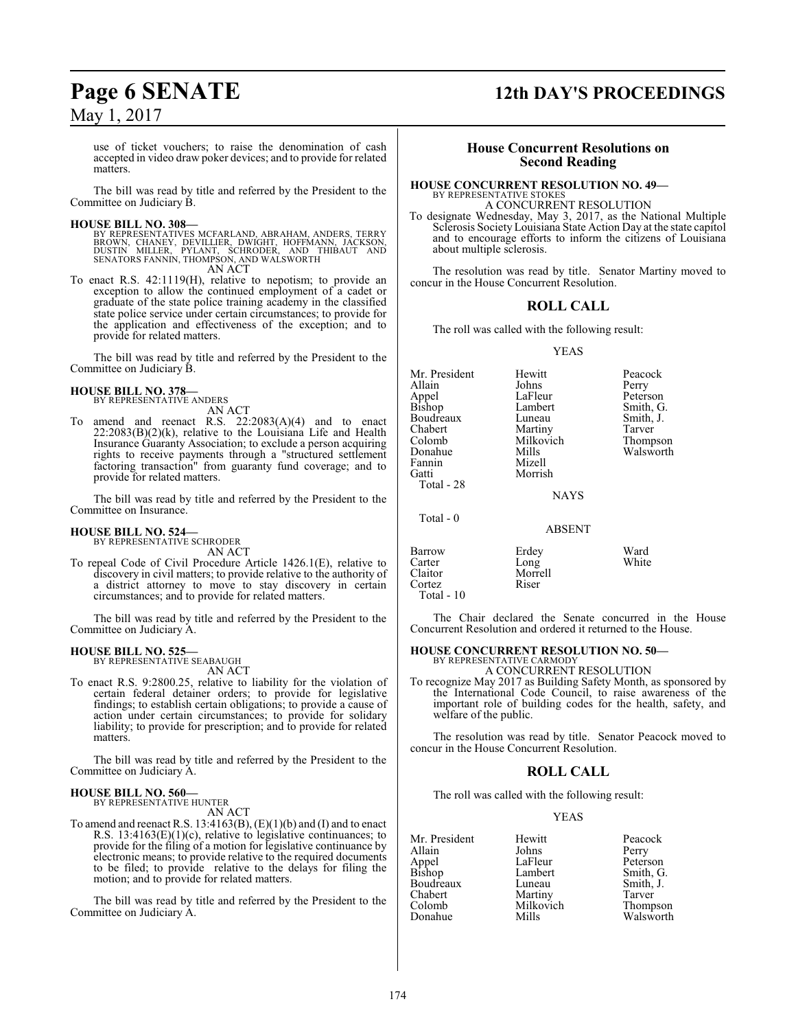use of ticket vouchers; to raise the denomination of cash accepted in video draw poker devices; and to provide for related matters.

The bill was read by title and referred by the President to the Committee on Judiciary B.

**HOUSE BILL NO. 308—**
BY REPRESENTATIVES MCFARLAND, ABRAHAM, ANDERS, TERRY BROWN, CHANEY, DEVILLIER, DWIGHT, HOFFMANN, JACKSON, DUSTIN MILLER, PYLANT, SCHRODER, AND THIBAUT AND SENATORS FANNIN, THOMPSON, AND WALSWORTH
AN ACT

To enact R.S. 42:1119(H), relative to nepotism; to provide an exception to allow the continued employment of a cadet or graduate of the state police training academy in the classified state police service under certain circumstances; to provide for the application and effectiveness of the exception; and to provide for related matters.

The bill was read by title and referred by the President to the Committee on Judiciary B.

**HOUSE BILL NO. 378—**
BY REPRESENTATIVE ANDERS
AN ACT

To amend and reenact R.S. 22:2083(A)(4) and to enact 22:2083(B)(2)(k), relative to the Louisiana Life and Health Insurance Guaranty Association; to exclude a person acquiring rights to receive payments through a "structured settlement factoring transaction" from guaranty fund coverage; and to provide for related matters.

The bill was read by title and referred by the President to the Committee on Insurance.

**HOUSE BILL NO. 524—**
BY REPRESENTATIVE SCHRODER
AN ACT

To repeal Code of Civil Procedure Article 1426.1(E), relative to discovery in civil matters; to provide relative to the authority of a district attorney to move to stay discovery in certain circumstances; and to provide for related matters.

The bill was read by title and referred by the President to the Committee on Judiciary A.

**HOUSE BILL NO. 525—**
BY REPRESENTATIVE SEABAUGH
AN ACT

To enact R.S. 9:2800.25, relative to liability for the violation of certain federal detainer orders; to provide for legislative findings; to establish certain obligations; to provide a cause of action under certain circumstances; to provide for solidary liability; to provide for prescription; and to provide for related matters.

The bill was read by title and referred by the President to the Committee on Judiciary A.

**HOUSE BILL NO. 560—**
BY REPRESENTATIVE HUNTER
AN ACT

To amend and reenact R.S. 13:4163(B), (E)(1)(b) and (I) and to enact R.S. 13:4163(E)(1)(c), relative to legislative continuances; to provide for the filing of a motion for legislative continuance by electronic means; to provide relative to the required documents to be filed; to provide relative to the delays for filing the motion; and to provide for related matters.

The bill was read by title and referred by the President to the Committee on Judiciary A.

## House Concurrent Resolutions on Second Reading

**HOUSE CONCURRENT RESOLUTION NO. 49—**
BY REPRESENTATIVE STOKES
A CONCURRENT RESOLUTION

To designate Wednesday, May 3, 2017, as the National Multiple Sclerosis Society Louisiana State Action Day at the state capitol and to encourage efforts to inform the citizens of Louisiana about multiple sclerosis.

The resolution was read by title. Senator Martiny moved to concur in the House Concurrent Resolution.

## ROLL CALL

The roll was called with the following result:

YEAS

| | | |
|---|---|---|
| Mr. President | Hewitt | Peacock |
| Allain | Johns | Perry |
| Appel | LaFleur | Peterson |
| Bishop | Lambert | Smith, G. |
| Boudreaux | Luneau | Smith, J. |
| Chabert | Martiny | Tarver |
| Colomb | Milkovich | Thompson |
| Donahue | Mills | Walsworth |
| Fannin | Mizell | |
| Gatti | Morrish | |

Total - 28

NAYS

Total - 0

ABSENT

| | | |
|---|---|---|
| Barrow | Erdey | Ward |
| Carter | Long | White |
| Claitor | Morrell | |
| Cortez | Riser | |

Total - 10

The Chair declared the Senate concurred in the House Concurrent Resolution and ordered it returned to the House.

**HOUSE CONCURRENT RESOLUTION NO. 50—**
BY REPRESENTATIVE CARMODY
A CONCURRENT RESOLUTION

To recognize May 2017 as Building Safety Month, as sponsored by the International Code Council, to raise awareness of the important role of building codes for the health, safety, and welfare of the public.

The resolution was read by title. Senator Peacock moved to concur in the House Concurrent Resolution.

## ROLL CALL

The roll was called with the following result:

YEAS

| | | |
|---|---|---|
| Mr. President | Hewitt | Peacock |
| Allain | Johns | Perry |
| Appel | LaFleur | Peterson |
| Bishop | Lambert | Smith, G. |
| Boudreaux | Luneau | Smith, J. |
| Chabert | Martiny | Tarver |
| Colomb | Milkovich | Thompson |
| Donahue | Mills | Walsworth |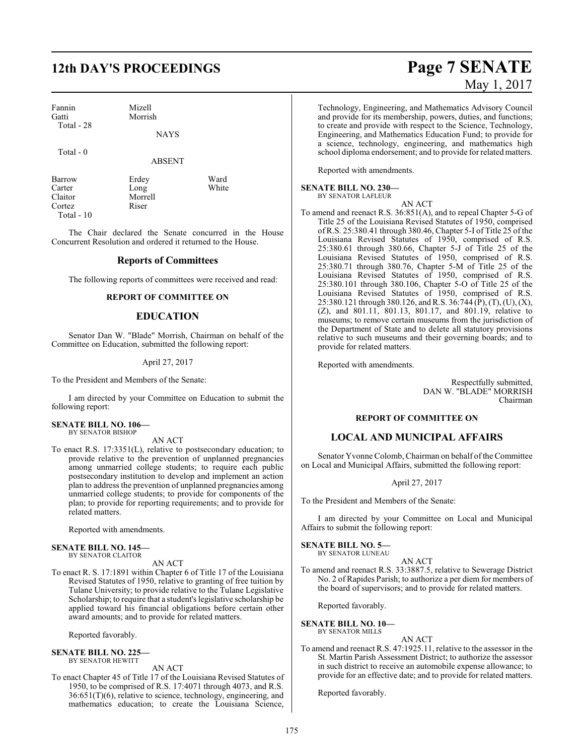| Fannin | Mizell | |
|---|---|---|
| Gatti | Morrish | |
| Total - 28 | | |

NAYS

Total - 0

ABSENT

| Barrow | Erdey | Ward |
|---|---|---|
| Carter | Long | White |
| Claitor | Morrell | |
| Cortez | Riser | |
| Total - 10 | | |

The Chair declared the Senate concurred in the House Concurrent Resolution and ordered it returned to the House.

## Reports of Committees

The following reports of committees were received and read:

### REPORT OF COMMITTEE ON

## EDUCATION

Senator Dan W. "Blade" Morrish, Chairman on behalf of the Committee on Education, submitted the following report:

April 27, 2017

To the President and Members of the Senate:

I am directed by your Committee on Education to submit the following report:

**SENATE BILL NO. 106—**
BY SENATOR BISHOP

AN ACT

To enact R.S. 17:3351(L), relative to postsecondary education; to provide relative to the prevention of unplanned pregnancies among unmarried college students; to require each public postsecondary institution to develop and implement an action plan to address the prevention of unplanned pregnancies among unmarried college students; to provide for components of the plan; to provide for reporting requirements; and to provide for related matters.

Reported with amendments.

**SENATE BILL NO. 145—**
BY SENATOR CLAITOR

AN ACT

To enact R. S. 17:1891 within Chapter 6 of Title 17 of the Louisiana Revised Statutes of 1950, relative to granting of free tuition by Tulane University; to provide relative to the Tulane Legislative Scholarship; to require that a student's legislative scholarship be applied toward his financial obligations before certain other award amounts; and to provide for related matters.

Reported favorably.

**SENATE BILL NO. 225—**
BY SENATOR HEWITT

AN ACT

To enact Chapter 45 of Title 17 of the Louisiana Revised Statutes of 1950, to be comprised of R.S. 17:4071 through 4073, and R.S. 36:651(T)(6), relative to science, technology, engineering, and mathematics education; to create the Louisiana Science, Technology, Engineering, and Mathematics Advisory Council and provide for its membership, powers, duties, and functions; to create and provide with respect to the Science, Technology, Engineering, and Mathematics Education Fund; to provide for a science, technology, engineering, and mathematics high school diploma endorsement; and to provide for related matters.

Reported with amendments.

**SENATE BILL NO. 230—**
BY SENATOR LAFLEUR

AN ACT

To amend and reenact R.S. 36:851(A), and to repeal Chapter 5-G of Title 25 of the Louisiana Revised Statutes of 1950, comprised of R.S. 25:380.41 through 380.46, Chapter 5-I of Title 25 of the Louisiana Revised Statutes of 1950, comprised of R.S. 25:380.61 through 380.66, Chapter 5-J of Title 25 of the Louisiana Revised Statutes of 1950, comprised of R.S. 25:380.71 through 380.76, Chapter 5-M of Title 25 of the Louisiana Revised Statutes of 1950, comprised of R.S. 25:380.101 through 380.106, Chapter 5-O of Title 25 of the Louisiana Revised Statutes of 1950, comprised of R.S. 25:380.121 through 380.126, and R.S. 36:744 (P), (T), (U), (X), (Z), and 801.11, 801.13, 801.17, and 801.19, relative to museums; to remove certain museums from the jurisdiction of the Department of State and to delete all statutory provisions relative to such museums and their governing boards; and to provide for related matters.

Reported with amendments.

Respectfully submitted,
DAN W. "BLADE" MORRISH
Chairman

### REPORT OF COMMITTEE ON

## LOCAL AND MUNICIPAL AFFAIRS

Senator Yvonne Colomb, Chairman on behalf of the Committee on Local and Municipal Affairs, submitted the following report:

April 27, 2017

To the President and Members of the Senate:

I am directed by your Committee on Local and Municipal Affairs to submit the following report:

**SENATE BILL NO. 5—**
BY SENATOR LUNEAU

AN ACT

To amend and reenact R.S. 33:3887.5, relative to Sewerage District No. 2 of Rapides Parish; to authorize a per diem for members of the board of supervisors; and to provide for related matters.

Reported favorably.

**SENATE BILL NO. 10—**
BY SENATOR MILLS

AN ACT

To amend and reenact R.S. 47:1925.11, relative to the assessor in the St. Martin Parish Assessment District; to authorize the assessor in such district to receive an automobile expense allowance; to provide for an effective date; and to provide for related matters.

Reported favorably.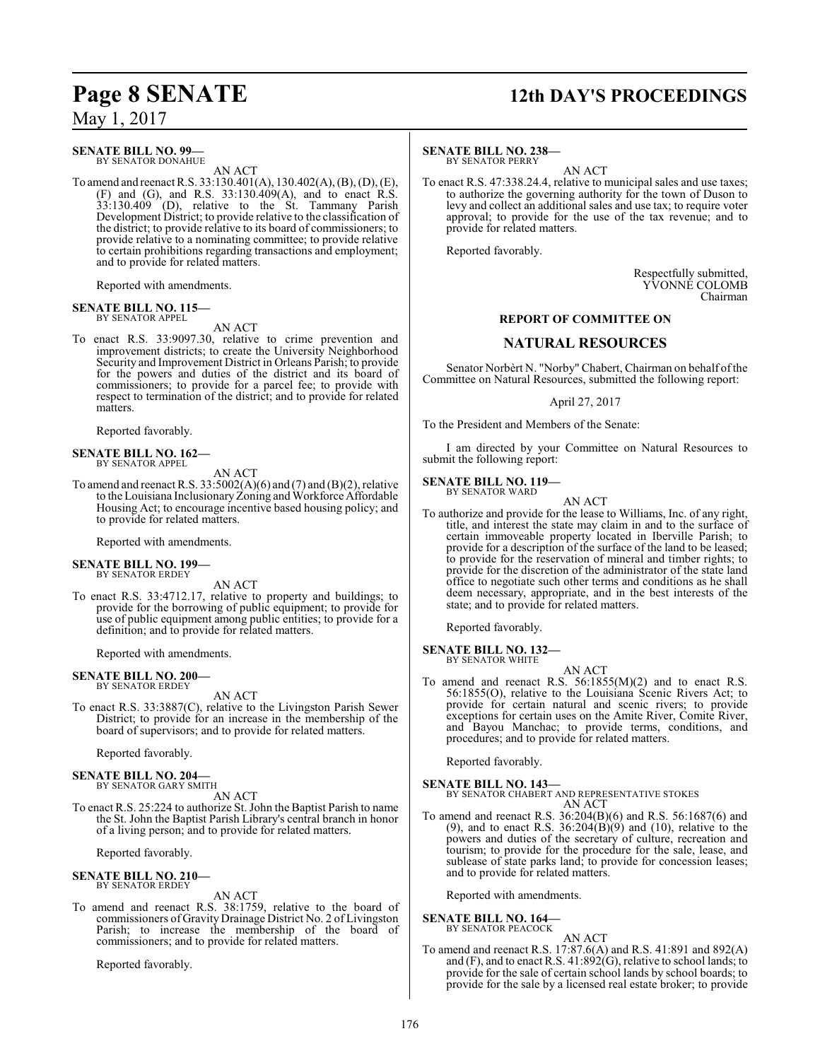**SENATE BILL NO. 99—**
BY SENATOR DONAHUE

AN ACT

To amend and reenact R.S. 33:130.401(A), 130.402(A), (B), (D), (E), (F) and (G), and R.S. 33:130.409(A), and to enact R.S. 33:130.409 (D), relative to the St. Tammany Parish Development District; to provide relative to the classification of the district; to provide relative to its board of commissioners; to provide relative to a nominating committee; to provide relative to certain prohibitions regarding transactions and employment; and to provide for related matters.

Reported with amendments.

**SENATE BILL NO. 115—**
BY SENATOR APPEL

AN ACT

To enact R.S. 33:9097.30, relative to crime prevention and improvement districts; to create the University Neighborhood Security and Improvement District in Orleans Parish; to provide for the powers and duties of the district and its board of commissioners; to provide for a parcel fee; to provide with respect to termination of the district; and to provide for related matters.

Reported favorably.

**SENATE BILL NO. 162—**
BY SENATOR APPEL

AN ACT

To amend and reenact R.S. 33:5002(A)(6) and (7) and (B)(2), relative to the Louisiana Inclusionary Zoning and Workforce Affordable Housing Act; to encourage incentive based housing policy; and to provide for related matters.

Reported with amendments.

**SENATE BILL NO. 199—**
BY SENATOR ERDEY

AN ACT

To enact R.S. 33:4712.17, relative to property and buildings; to provide for the borrowing of public equipment; to provide for use of public equipment among public entities; to provide for a definition; and to provide for related matters.

Reported with amendments.

**SENATE BILL NO. 200—**
BY SENATOR ERDEY

AN ACT

To enact R.S. 33:3887(C), relative to the Livingston Parish Sewer District; to provide for an increase in the membership of the board of supervisors; and to provide for related matters.

Reported favorably.

**SENATE BILL NO. 204—**
BY SENATOR GARY SMITH

AN ACT

To enact R.S. 25:224 to authorize St. John the Baptist Parish to name the St. John the Baptist Parish Library's central branch in honor of a living person; and to provide for related matters.

Reported favorably.

**SENATE BILL NO. 210—**
BY SENATOR ERDEY

AN ACT

To amend and reenact R.S. 38:1759, relative to the board of commissioners of Gravity Drainage District No. 2 of Livingston Parish; to increase the membership of the board of commissioners; and to provide for related matters.

Reported favorably.

**SENATE BILL NO. 238—**
BY SENATOR PERRY

AN ACT

To enact R.S. 47:338.24.4, relative to municipal sales and use taxes; to authorize the governing authority for the town of Duson to levy and collect an additional sales and use tax; to require voter approval; to provide for the use of the tax revenue; and to provide for related matters.

Reported favorably.

Respectfully submitted,
YVONNE COLOMB
Chairman

**REPORT OF COMMITTEE ON**

## NATURAL RESOURCES

Senator Norbèrt N. "Norby" Chabert, Chairman on behalf of the Committee on Natural Resources, submitted the following report:

April 27, 2017

To the President and Members of the Senate:

I am directed by your Committee on Natural Resources to submit the following report:

**SENATE BILL NO. 119—**
BY SENATOR WARD

AN ACT

To authorize and provide for the lease to Williams, Inc. of any right, title, and interest the state may claim in and to the surface of certain immoveable property located in Iberville Parish; to provide for a description of the surface of the land to be leased; to provide for the reservation of mineral and timber rights; to provide for the discretion of the administrator of the state land office to negotiate such other terms and conditions as he shall deem necessary, appropriate, and in the best interests of the state; and to provide for related matters.

Reported favorably.

**SENATE BILL NO. 132—**
BY SENATOR WHITE

AN ACT

To amend and reenact R.S. 56:1855(M)(2) and to enact R.S. 56:1855(O), relative to the Louisiana Scenic Rivers Act; to provide for certain natural and scenic rivers; to provide exceptions for certain uses on the Amite River, Comite River, and Bayou Manchac; to provide terms, conditions, and procedures; and to provide for related matters.

Reported favorably.

**SENATE BILL NO. 143—**
BY SENATOR CHABERT AND REPRESENTATIVE STOKES

AN ACT

To amend and reenact R.S. 36:204(B)(6) and R.S. 56:1687(6) and (9), and to enact R.S. 36:204(B)(9) and (10), relative to the powers and duties of the secretary of culture, recreation and tourism; to provide for the procedure for the sale, lease, and sublease of state parks land; to provide for concession leases; and to provide for related matters.

Reported with amendments.

**SENATE BILL NO. 164—**
BY SENATOR PEACOCK

AN ACT

To amend and reenact R.S. 17:87.6(A) and R.S. 41:891 and 892(A) and (F), and to enact R.S. 41:892(G), relative to school lands; to provide for the sale of certain school lands by school boards; to provide for the sale by a licensed real estate broker; to provide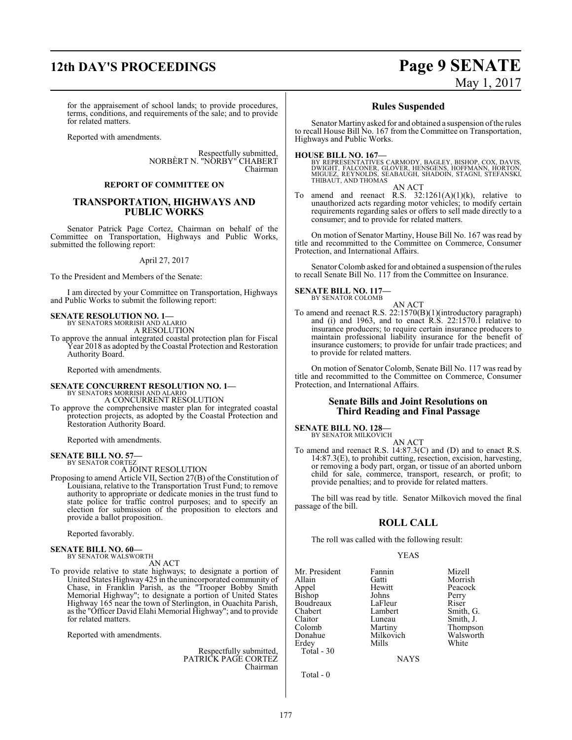for the appraisement of school lands; to provide procedures, terms, conditions, and requirements of the sale; and to provide for related matters.

Reported with amendments.

Respectfully submitted,
NORBÈRT N. "NORBY" CHABERT
Chairman

**REPORT OF COMMITTEE ON**

## TRANSPORTATION, HIGHWAYS AND PUBLIC WORKS

Senator Patrick Page Cortez, Chairman on behalf of the Committee on Transportation, Highways and Public Works, submitted the following report:

April 27, 2017

To the President and Members of the Senate:

I am directed by your Committee on Transportation, Highways and Public Works to submit the following report:

**SENATE RESOLUTION NO. 1—**
BY SENATORS MORRISH AND ALARIO
A RESOLUTION

To approve the annual integrated coastal protection plan for Fiscal Year 2018 as adopted by the Coastal Protection and Restoration Authority Board.

Reported with amendments.

**SENATE CONCURRENT RESOLUTION NO. 1—**
BY SENATORS MORRISH AND ALARIO
A CONCURRENT RESOLUTION

To approve the comprehensive master plan for integrated coastal protection projects, as adopted by the Coastal Protection and Restoration Authority Board.

Reported with amendments.

**SENATE BILL NO. 57—**
BY SENATOR CORTEZ
A JOINT RESOLUTION

Proposing to amend Article VII, Section 27(B) of the Constitution of Louisiana, relative to the Transportation Trust Fund; to remove authority to appropriate or dedicate monies in the trust fund to state police for traffic control purposes; and to specify an election for submission of the proposition to electors and provide a ballot proposition.

Reported favorably.

**SENATE BILL NO. 60—**
BY SENATOR WALSWORTH
AN ACT

To provide relative to state highways; to designate a portion of United States Highway 425 in the unincorporated community of Chase, in Franklin Parish, as the "Trooper Bobby Smith Memorial Highway"; to designate a portion of United States Highway 165 near the town of Sterlington, in Ouachita Parish, as the "Officer David Elahi Memorial Highway"; and to provide for related matters.

Reported with amendments.

Respectfully submitted,
PATRICK PAGE CORTEZ
Chairman

## Rules Suspended

Senator Martiny asked for and obtained a suspension of the rules to recall House Bill No. 167 from the Committee on Transportation, Highways and Public Works.

**HOUSE BILL NO. 167—**
BY REPRESENTATIVES CARMODY, BAGLEY, BISHOP, COX, DAVIS, DWIGHT, FALCONER, GLOVER, HENSGENS, HOFFMANN, HORTON, MIGUEZ, REYNOLDS, SEABAUGH, SHADOIN, STAGNI, STEFANSKI, THIBAUT, AND THOMAS
AN ACT

To amend and reenact R.S. 32:1261(A)(1)(k), relative to unauthorized acts regarding motor vehicles; to modify certain requirements regarding sales or offers to sell made directly to a consumer; and to provide for related matters.

On motion of Senator Martiny, House Bill No. 167 was read by title and recommitted to the Committee on Commerce, Consumer Protection, and International Affairs.

Senator Colomb asked for and obtained a suspension of the rules to recall Senate Bill No. 117 from the Committee on Insurance.

**SENATE BILL NO. 117—**
BY SENATOR COLOMB
AN ACT

To amend and reenact R.S. 22:1570(B)(1)(introductory paragraph) and (i) and 1963, and to enact R.S. 22:1570.1 relative to insurance producers; to require certain insurance producers to maintain professional liability insurance for the benefit of insurance customers; to provide for unfair trade practices; and to provide for related matters.

On motion of Senator Colomb, Senate Bill No. 117 was read by title and recommitted to the Committee on Commerce, Consumer Protection, and International Affairs.

## Senate Bills and Joint Resolutions on Third Reading and Final Passage

**SENATE BILL NO. 128—**
BY SENATOR MILKOVICH
AN ACT

To amend and reenact R.S. 14:87.3(C) and (D) and to enact R.S. 14:87.3(E), to prohibit cutting, resection, excision, harvesting, or removing a body part, organ, or tissue of an aborted unborn child for sale, commerce, transport, research, or profit; to provide penalties; and to provide for related matters.

The bill was read by title. Senator Milkovich moved the final passage of the bill.

## ROLL CALL

The roll was called with the following result:

YEAS

| | | |
|---|---|---|
| Mr. President | Fannin | Mizell |
| Allain | Gatti | Morrish |
| Appel | Hewitt | Peacock |
| Bishop | Johns | Perry |
| Boudreaux | LaFleur | Riser |
| Chabert | Lambert | Smith, G. |
| Claitor | Luneau | Smith, J. |
| Colomb | Martiny | Thompson |
| Donahue | Milkovich | Walsworth |
| Erdey | Mills | White |

Total - 30

NAYS

Total - 0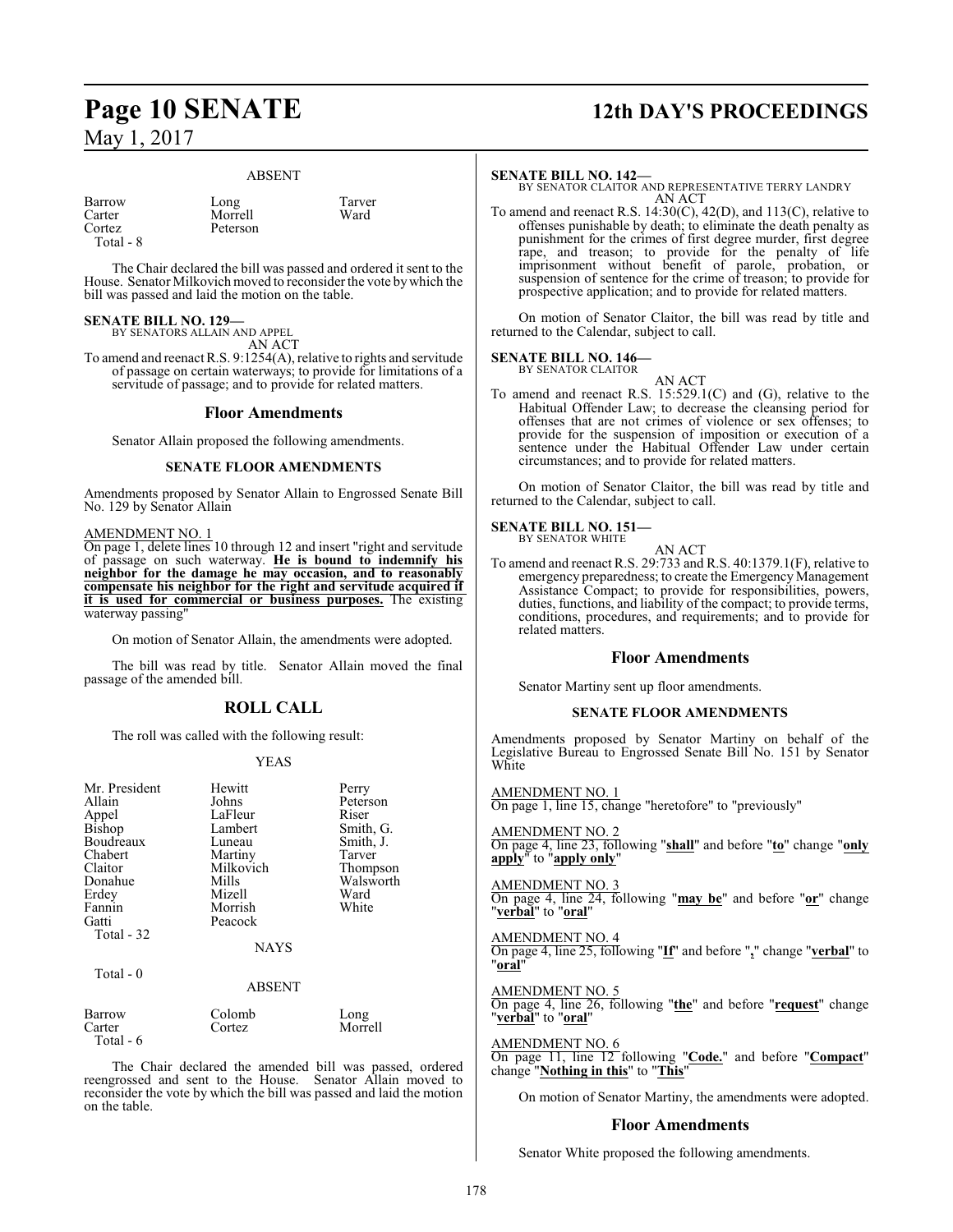ABSENT

| | | |
|---|---|---|
| Barrow | Long | Tarver |
| Carter | Morrell | Ward |
| Cortez | Peterson | |
| Total - 8 | | |

The Chair declared the bill was passed and ordered it sent to the House. Senator Milkovich moved to reconsider the vote by which the bill was passed and laid the motion on the table.

**SENATE BILL NO. 129—**
BY SENATORS ALLAIN AND APPEL
AN ACT

To amend and reenact R.S. 9:1254(A), relative to rights and servitude of passage on certain waterways; to provide for limitations of a servitude of passage; and to provide for related matters.

## Floor Amendments

Senator Allain proposed the following amendments.

### SENATE FLOOR AMENDMENTS

Amendments proposed by Senator Allain to Engrossed Senate Bill No. 129 by Senator Allain

AMENDMENT NO. 1
On page 1, delete lines 10 through 12 and insert "right and servitude of passage on such waterway. **He is bound to indemnify his neighbor for the damage he may occasion, and to reasonably compensate his neighbor for the right and servitude acquired if it is used for commercial or business purposes.** The existing waterway passing"

On motion of Senator Allain, the amendments were adopted.

The bill was read by title. Senator Allain moved the final passage of the amended bill.

## ROLL CALL

The roll was called with the following result:

YEAS

| | | |
|---|---|---|
| Mr. President | Hewitt | Perry |
| Allain | Johns | Peterson |
| Appel | LaFleur | Riser |
| Bishop | Lambert | Smith, G. |
| Boudreaux | Luneau | Smith, J. |
| Chabert | Martiny | Tarver |
| Claitor | Milkovich | Thompson |
| Donahue | Mills | Walsworth |
| Erdey | Mizell | Ward |
| Fannin | Morrish | White |
| Gatti | Peacock | |
| Total - 32 | | |

NAYS

Total - 0

ABSENT

| | | |
|---|---|---|
| Barrow | Colomb | Long |
| Carter | Cortez | Morrell |
| Total - 6 | | |

The Chair declared the amended bill was passed, ordered reengrossed and sent to the House. Senator Allain moved to reconsider the vote by which the bill was passed and laid the motion on the table.

**SENATE BILL NO. 142—**
BY SENATOR CLAITOR AND REPRESENTATIVE TERRY LANDRY
AN ACT

To amend and reenact R.S. 14:30(C), 42(D), and 113(C), relative to offenses punishable by death; to eliminate the death penalty as punishment for the crimes of first degree murder, first degree rape, and treason; to provide for the penalty of life imprisonment without benefit of parole, probation, or suspension of sentence for the crime of treason; to provide for prospective application; and to provide for related matters.

On motion of Senator Claitor, the bill was read by title and returned to the Calendar, subject to call.

**SENATE BILL NO. 146—**
BY SENATOR CLAITOR
AN ACT

To amend and reenact R.S. 15:529.1(C) and (G), relative to the Habitual Offender Law; to decrease the cleansing period for offenses that are not crimes of violence or sex offenses; to provide for the suspension of imposition or execution of a sentence under the Habitual Offender Law under certain circumstances; and to provide for related matters.

On motion of Senator Claitor, the bill was read by title and returned to the Calendar, subject to call.

**SENATE BILL NO. 151—**
BY SENATOR WHITE
AN ACT

To amend and reenact R.S. 29:733 and R.S. 40:1379.1(F), relative to emergency preparedness; to create the Emergency Management Assistance Compact; to provide for responsibilities, powers, duties, functions, and liability of the compact; to provide terms, conditions, procedures, and requirements; and to provide for related matters.

## Floor Amendments

Senator Martiny sent up floor amendments.

### SENATE FLOOR AMENDMENTS

Amendments proposed by Senator Martiny on behalf of the Legislative Bureau to Engrossed Senate Bill No. 151 by Senator White

AMENDMENT NO. 1
On page 1, line 15, change "heretofore" to "previously"

AMENDMENT NO. 2
On page 4, line 23, following "**shall**" and before "**to**" change "**only apply**" to "**apply only**"

AMENDMENT NO. 3
On page 4, line 24, following "**may be**" and before "**or**" change "**verbal**" to "**oral**"

AMENDMENT NO. 4
On page 4, line 25, following "**If**" and before "**,**" change "**verbal**" to "**oral**"

AMENDMENT NO. 5
On page 4, line 26, following "**the**" and before "**request**" change "**verbal**" to "**oral**"

AMENDMENT NO. 6
On page 11, line 12 following "**Code.**" and before "**Compact**" change "**Nothing in this**" to "**This**"

On motion of Senator Martiny, the amendments were adopted.

## Floor Amendments

Senator White proposed the following amendments.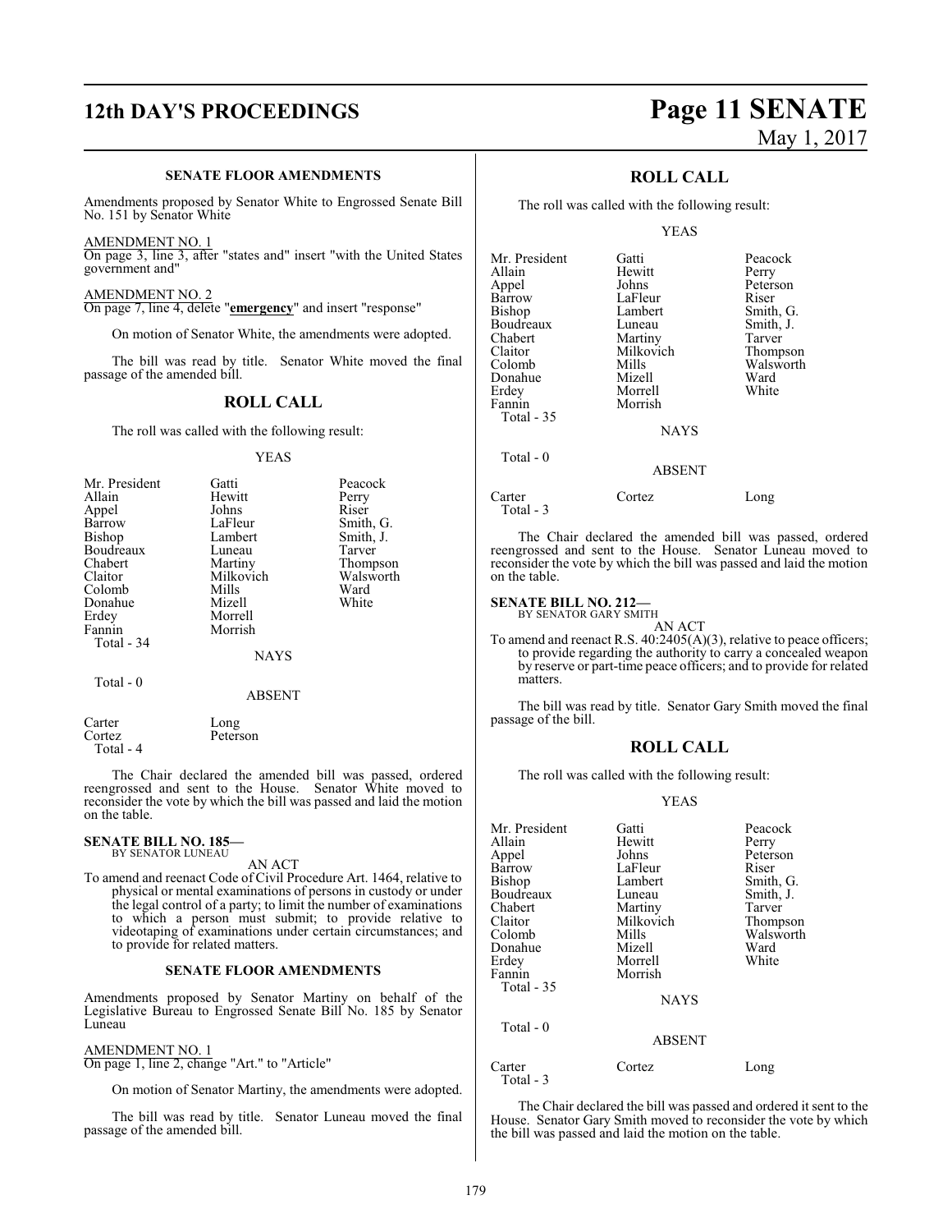### SENATE FLOOR AMENDMENTS

Amendments proposed by Senator White to Engrossed Senate Bill No. 151 by Senator White

AMENDMENT NO. 1
On page 3, line 3, after "states and" insert "with the United States government and"

AMENDMENT NO. 2
On page 7, line 4, delete "**emergency**" and insert "response"

On motion of Senator White, the amendments were adopted.

The bill was read by title. Senator White moved the final passage of the amended bill.

## ROLL CALL

The roll was called with the following result:

YEAS

| | | |
|---|---|---|
| Mr. President | Gatti | Peacock |
| Allain | Hewitt | Perry |
| Appel | Johns | Riser |
| Barrow | LaFleur | Smith, G. |
| Bishop | Lambert | Smith, J. |
| Boudreaux | Luneau | Tarver |
| Chabert | Martiny | Thompson |
| Claitor | Milkovich | Walsworth |
| Colomb | Mills | Ward |
| Donahue | Mizell | White |
| Erdey | Morrell | |
| Fannin | Morrish | |
| Total - 34 | | |

NAYS

Total - 0

ABSENT

| | |
|---|---|
| Carter | Long |
| Cortez | Peterson |
| Total - 4 | |

The Chair declared the amended bill was passed, ordered reengrossed and sent to the House. Senator White moved to reconsider the vote by which the bill was passed and laid the motion on the table.

**SENATE BILL NO. 185—**
BY SENATOR LUNEAU

AN ACT

To amend and reenact Code of Civil Procedure Art. 1464, relative to physical or mental examinations of persons in custody or under the legal control of a party; to limit the number of examinations to which a person must submit; to provide relative to videotaping of examinations under certain circumstances; and to provide for related matters.

### SENATE FLOOR AMENDMENTS

Amendments proposed by Senator Martiny on behalf of the Legislative Bureau to Engrossed Senate Bill No. 185 by Senator Luneau

AMENDMENT NO. 1
On page 1, line 2, change "Art." to "Article"

On motion of Senator Martiny, the amendments were adopted.

The bill was read by title. Senator Luneau moved the final passage of the amended bill.

## ROLL CALL

The roll was called with the following result:

YEAS

| | | |
|---|---|---|
| Mr. President | Gatti | Peacock |
| Allain | Hewitt | Perry |
| Appel | Johns | Peterson |
| Barrow | LaFleur | Riser |
| Bishop | Lambert | Smith, G. |
| Boudreaux | Luneau | Smith, J. |
| Chabert | Martiny | Tarver |
| Claitor | Milkovich | Thompson |
| Colomb | Mills | Walsworth |
| Donahue | Mizell | Ward |
| Erdey | Morrell | White |
| Fannin | Morrish | |
| Total - 35 | | |

NAYS

Total - 0

ABSENT

| | | |
|---|---|---|
| Carter | Cortez | Long |
| Total - 3 | | |

The Chair declared the amended bill was passed, ordered reengrossed and sent to the House. Senator Luneau moved to reconsider the vote by which the bill was passed and laid the motion on the table.

**SENATE BILL NO. 212—**
BY SENATOR GARY SMITH

AN ACT

To amend and reenact R.S. 40:2405(A)(3), relative to peace officers; to provide regarding the authority to carry a concealed weapon by reserve or part-time peace officers; and to provide for related matters.

The bill was read by title. Senator Gary Smith moved the final passage of the bill.

## ROLL CALL

The roll was called with the following result:

YEAS

| | | |
|---|---|---|
| Mr. President | Gatti | Peacock |
| Allain | Hewitt | Perry |
| Appel | Johns | Peterson |
| Barrow | LaFleur | Riser |
| Bishop | Lambert | Smith, G. |
| Boudreaux | Luneau | Smith, J. |
| Chabert | Martiny | Tarver |
| Claitor | Milkovich | Thompson |
| Colomb | Mills | Walsworth |
| Donahue | Mizell | Ward |
| Erdey | Morrell | White |
| Fannin | Morrish | |
| Total - 35 | | |

NAYS

Total - 0

ABSENT

| | | |
|---|---|---|
| Carter | Cortez | Long |
| Total - 3 | | |

The Chair declared the bill was passed and ordered it sent to the House. Senator Gary Smith moved to reconsider the vote by which the bill was passed and laid the motion on the table.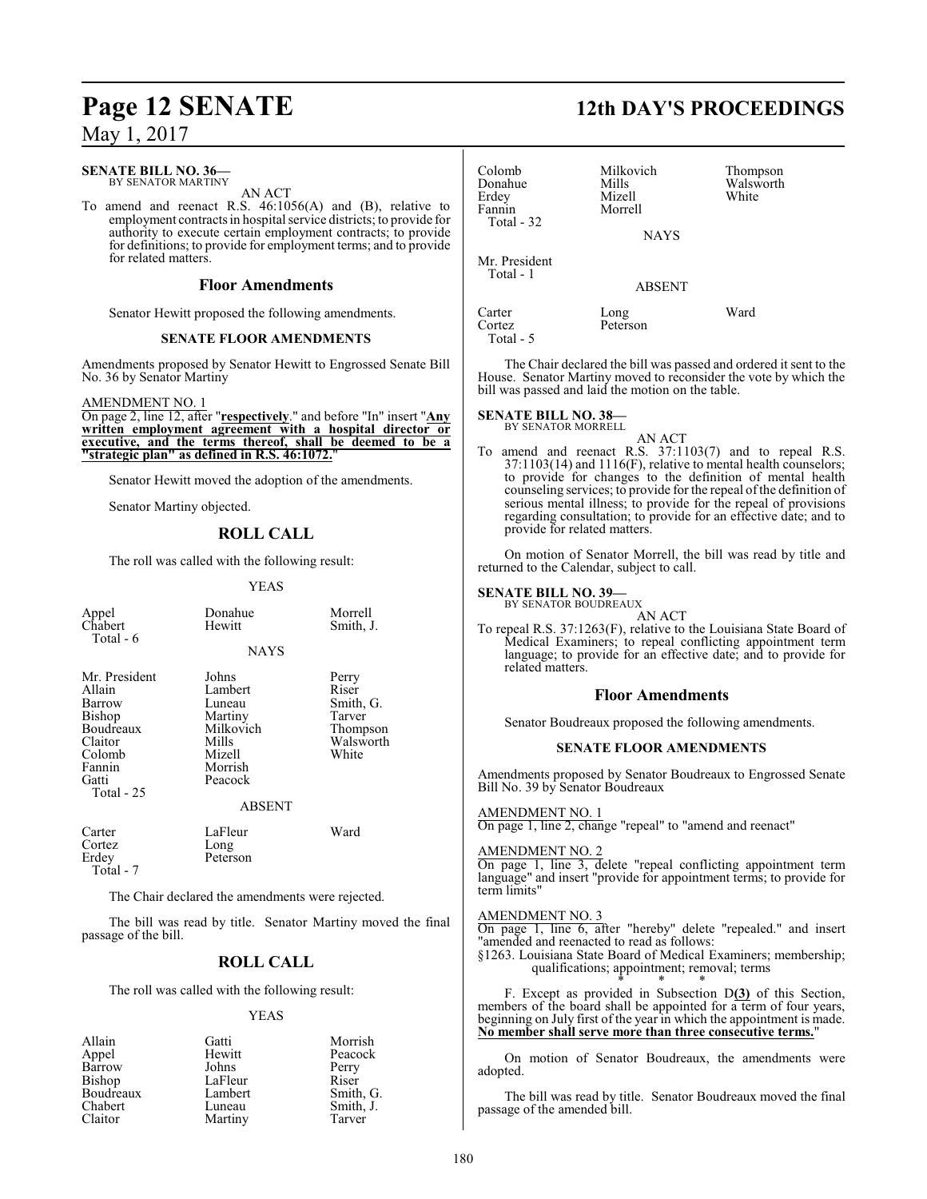**SENATE BILL NO. 36—**
BY SENATOR MARTINY

AN ACT

To amend and reenact R.S. 46:1056(A) and (B), relative to employment contracts in hospital service districts; to provide for authority to execute certain employment contracts; to provide for definitions; to provide for employment terms; and to provide for related matters.

## Floor Amendments

Senator Hewitt proposed the following amendments.

### SENATE FLOOR AMENDMENTS

Amendments proposed by Senator Hewitt to Engrossed Senate Bill No. 36 by Senator Martiny

AMENDMENT NO. 1

On page 2, line 12, after "**respectively**." and before "In" insert "**Any written employment agreement with a hospital director or executive, and the terms thereof, shall be deemed to be a "strategic plan" as defined in R.S. 46:1072.**"

Senator Hewitt moved the adoption of the amendments.

Senator Martiny objected.

## ROLL CALL

The roll was called with the following result:

YEAS

| | | |
|---|---|---|
| Appel | Donahue | Morrell |
| Chabert | Hewitt | Smith, J. |
| Total - 6 | | |

NAYS

| | | |
|---|---|---|
| Mr. President | Johns | Perry |
| Allain | Lambert | Riser |
| Barrow | Luneau | Smith, G. |
| Bishop | Martiny | Tarver |
| Boudreaux | Milkovich | Thompson |
| Claitor | Mills | Walsworth |
| Colomb | Mizell | White |
| Fannin | Morrish | |
| Gatti | Peacock | |
| Total - 25 | | |

ABSENT

| | | |
|---|---|---|
| Carter | LaFleur | Ward |
| Cortez | Long | |
| Erdey | Peterson | |
| Total - 7 | | |

The Chair declared the amendments were rejected.

The bill was read by title. Senator Martiny moved the final passage of the bill.

## ROLL CALL

The roll was called with the following result:

YEAS

| | | |
|---|---|---|
| Allain | Gatti | Morrish |
| Appel | Hewitt | Peacock |
| Barrow | Johns | Perry |
| Bishop | LaFleur | Riser |
| Boudreaux | Lambert | Smith, G. |
| Chabert | Luneau | Smith, J. |
| Claitor | Martiny | Tarver |
| Colomb | Milkovich | Thompson |
| Donahue | Mills | Walsworth |
| Erdey | Mizell | White |
| Fannin | Morrell | |
| Total - 32 | | |

NAYS

| |
|---|
| Mr. President |
| Total - 1 |

ABSENT

| | | |
|---|---|---|
| Carter | Long | Ward |
| Cortez | Peterson | |
| Total - 5 | | |

The Chair declared the bill was passed and ordered it sent to the House. Senator Martiny moved to reconsider the vote by which the bill was passed and laid the motion on the table.

**SENATE BILL NO. 38—**
BY SENATOR MORRELL

AN ACT

To amend and reenact R.S. 37:1103(7) and to repeal R.S. 37:1103(14) and 1116(F), relative to mental health counselors; to provide for changes to the definition of mental health counseling services; to provide for the repeal of the definition of serious mental illness; to provide for the repeal of provisions regarding consultation; to provide for an effective date; and to provide for related matters.

On motion of Senator Morrell, the bill was read by title and returned to the Calendar, subject to call.

**SENATE BILL NO. 39—**
BY SENATOR BOUDREAUX

AN ACT

To repeal R.S. 37:1263(F), relative to the Louisiana State Board of Medical Examiners; to repeal conflicting appointment term language; to provide for an effective date; and to provide for related matters.

## Floor Amendments

Senator Boudreaux proposed the following amendments.

### SENATE FLOOR AMENDMENTS

Amendments proposed by Senator Boudreaux to Engrossed Senate Bill No. 39 by Senator Boudreaux

AMENDMENT NO. 1

On page 1, line 2, change "repeal" to "amend and reenact"

AMENDMENT NO. 2

On page 1, line 3, delete "repeal conflicting appointment term language" and insert "provide for appointment terms; to provide for term limits"

AMENDMENT NO. 3

On page 1, line 6, after "hereby" delete "repealed." and insert "amended and reenacted to read as follows:

§1263. Louisiana State Board of Medical Examiners; membership; qualifications; appointment; removal; terms

\* \* \*

F. Except as provided in Subsection D**(3)** of this Section, members of the board shall be appointed for a term of four years, beginning on July first of the year in which the appointment is made. **No member shall serve more than three consecutive terms.**"

On motion of Senator Boudreaux, the amendments were adopted.

The bill was read by title. Senator Boudreaux moved the final passage of the amended bill.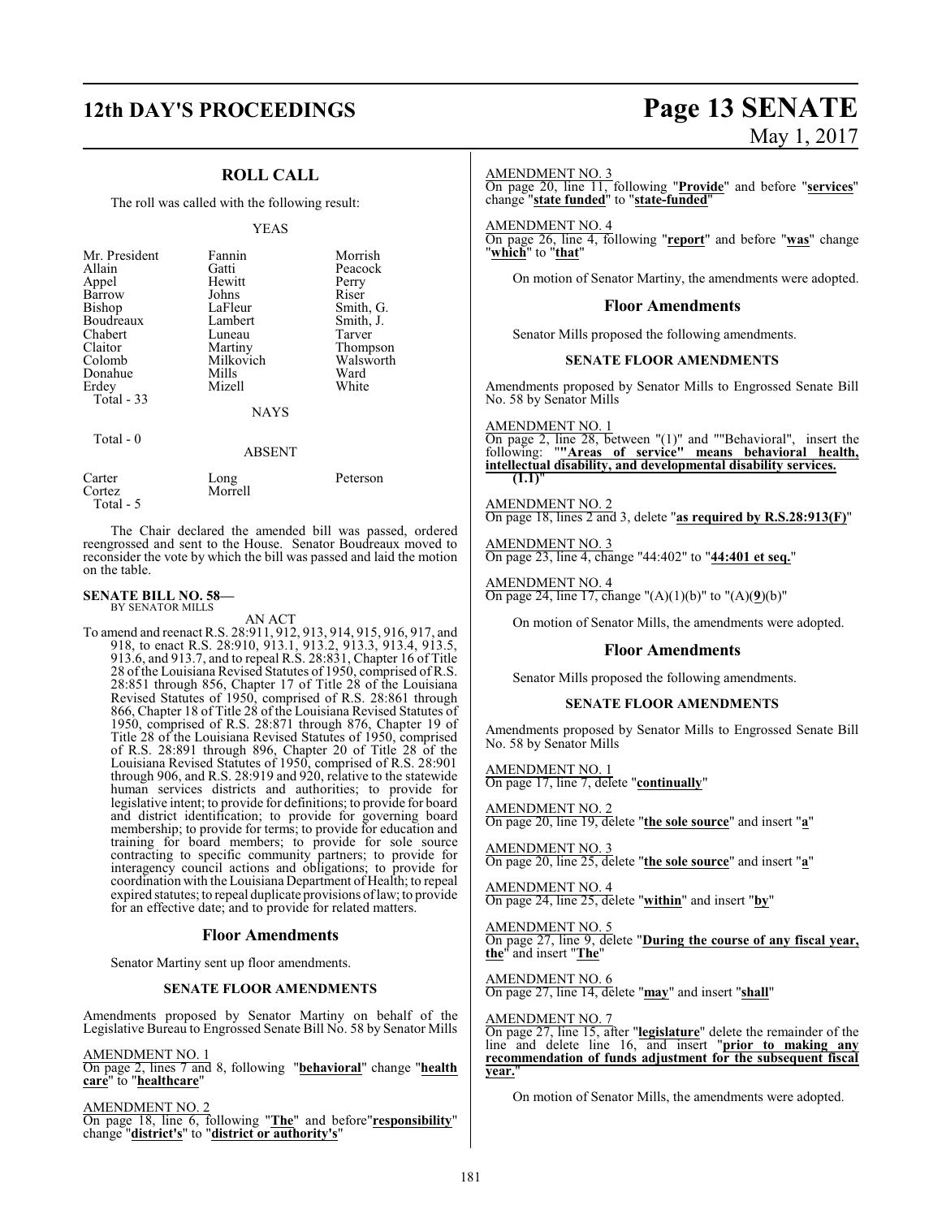## ROLL CALL

The roll was called with the following result:

YEAS

| | | |
|---|---|---|
| Mr. President | Fannin | Morrish |
| Allain | Gatti | Peacock |
| Appel | Hewitt | Perry |
| Barrow | Johns | Riser |
| Bishop | LaFleur | Smith, G. |
| Boudreaux | Lambert | Smith, J. |
| Chabert | Luneau | Tarver |
| Claitor | Martiny | Thompson |
| Colomb | Milkovich | Walsworth |
| Donahue | Mills | Ward |
| Erdey | Mizell | White |

Total - 33

NAYS

Total - 0

ABSENT

| | | |
|---|---|---|
| Carter | Long | Peterson |
| Cortez | Morrell | |

Total - 5

The Chair declared the amended bill was passed, ordered reengrossed and sent to the House. Senator Boudreaux moved to reconsider the vote by which the bill was passed and laid the motion on the table.

**SENATE BILL NO. 58—**
BY SENATOR MILLS

AN ACT

To amend and reenact R.S. 28:911, 912, 913, 914, 915, 916, 917, and 918, to enact R.S. 28:910, 913.1, 913.2, 913.3, 913.4, 913.5, 913.6, and 913.7, and to repeal R.S. 28:831, Chapter 16 of Title 28 of the Louisiana Revised Statutes of 1950, comprised of R.S. 28:851 through 856, Chapter 17 of Title 28 of the Louisiana Revised Statutes of 1950, comprised of R.S. 28:861 through 866, Chapter 18 of Title 28 of the Louisiana Revised Statutes of 1950, comprised of R.S. 28:871 through 876, Chapter 19 of Title 28 of the Louisiana Revised Statutes of 1950, comprised of R.S. 28:891 through 896, Chapter 20 of Title 28 of the Louisiana Revised Statutes of 1950, comprised of R.S. 28:901 through 906, and R.S. 28:919 and 920, relative to the statewide human services districts and authorities; to provide for legislative intent; to provide for definitions; to provide for board and district identification; to provide for governing board membership; to provide for terms; to provide for education and training for board members; to provide for sole source contracting to specific community partners; to provide for interagency council actions and obligations; to provide for coordination with the Louisiana Department of Health; to repeal expired statutes; to repeal duplicate provisions of law; to provide for an effective date; and to provide for related matters.

### Floor Amendments

Senator Martiny sent up floor amendments.

#### SENATE FLOOR AMENDMENTS

Amendments proposed by Senator Martiny on behalf of the Legislative Bureau to Engrossed Senate Bill No. 58 by Senator Mills

AMENDMENT NO. 1
On page 2, lines 7 and 8, following "**behavioral**" change "**health care**" to "**healthcare**"

AMENDMENT NO. 2
On page 18, line 6, following "**The**" and before"**responsibility**" change "**district's**" to "**district or authority's**"

AMENDMENT NO. 3
On page 20, line 11, following "**Provide**" and before "**services**" change "**state funded**" to "**state-funded**"

AMENDMENT NO. 4
On page 26, line 4, following "**report**" and before "**was**" change "**which**" to "**that**"

On motion of Senator Martiny, the amendments were adopted.

### Floor Amendments

Senator Mills proposed the following amendments.

#### SENATE FLOOR AMENDMENTS

Amendments proposed by Senator Mills to Engrossed Senate Bill No. 58 by Senator Mills

AMENDMENT NO. 1
On page 2, line 28, between "(1)" and ""Behavioral", insert the following: "**"Areas of service" means behavioral health, intellectual disability, and developmental disability services. (1.1)**"

AMENDMENT NO. 2
On page 18, lines 2 and 3, delete "**as required by R.S.28:913(F)**"

AMENDMENT NO. 3
On page 23, line 4, change "44:402" to "**44:401 et seq.**"

AMENDMENT NO. 4
On page 24, line 17, change "(A)(1)(b)" to "(A)(**9**)(b)"

On motion of Senator Mills, the amendments were adopted.

### Floor Amendments

Senator Mills proposed the following amendments.

#### SENATE FLOOR AMENDMENTS

Amendments proposed by Senator Mills to Engrossed Senate Bill No. 58 by Senator Mills

AMENDMENT NO. 1
On page 17, line 7, delete "**continually**"

AMENDMENT NO. 2
On page 20, line 19, delete "**the sole source**" and insert "**a**"

AMENDMENT NO. 3
On page 20, line 25, delete "**the sole source**" and insert "**a**"

AMENDMENT NO. 4
On page 24, line 25, delete "**within**" and insert "**by**"

AMENDMENT NO. 5
On page 27, line 9, delete "**During the course of any fiscal year, the**" and insert "**The**"

AMENDMENT NO. 6
On page 27, line 14, delete "**may**" and insert "**shall**"

AMENDMENT NO. 7
On page 27, line 15, after "**legislature**" delete the remainder of the line and delete line 16, and insert "**prior to making any recommendation of funds adjustment for the subsequent fiscal year.**"

On motion of Senator Mills, the amendments were adopted.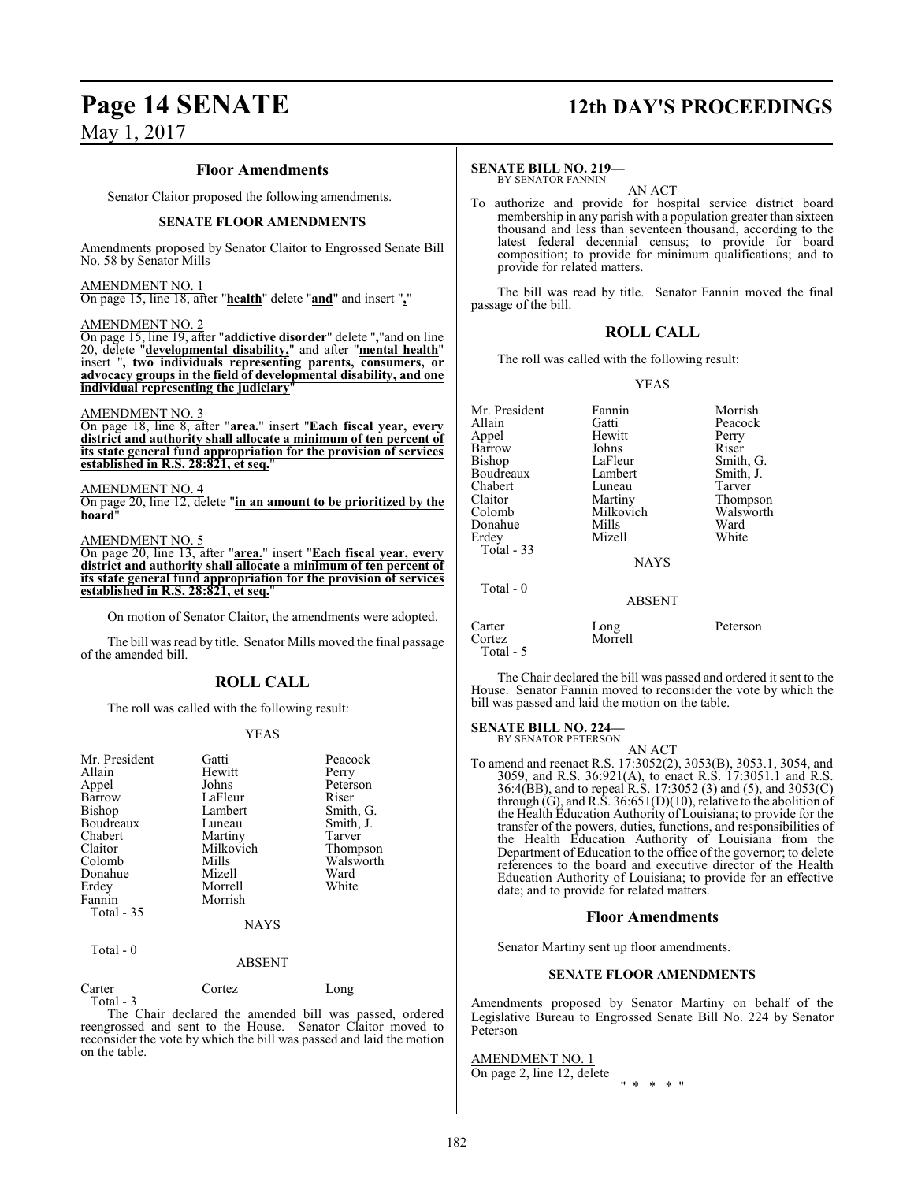## Floor Amendments

Senator Claitor proposed the following amendments.

### SENATE FLOOR AMENDMENTS

Amendments proposed by Senator Claitor to Engrossed Senate Bill No. 58 by Senator Mills

AMENDMENT NO. 1
On page 15, line 18, after "**health**" delete "**and**" and insert "**,**"

AMENDMENT NO. 2
On page 15, line 19, after "**addictive disorder**" delete "**,**"and on line 20, delete "**developmental disability,**" and after "**mental health**" insert "**, two individuals representing parents, consumers, or advocacy groups in the field of developmental disability, and one individual representing the judiciary**"

AMENDMENT NO. 3
On page 18, line 8, after "**area.**" insert "**Each fiscal year, every district and authority shall allocate a minimum of ten percent of its state general fund appropriation for the provision of services established in R.S. 28:821, et seq.**"

AMENDMENT NO. 4
On page 20, line 12, delete "**in an amount to be prioritized by the board**"

AMENDMENT NO. 5
On page 20, line 13, after "**area.**" insert "**Each fiscal year, every district and authority shall allocate a minimum of ten percent of its state general fund appropriation for the provision of services established in R.S. 28:821, et seq.**"

On motion of Senator Claitor, the amendments were adopted.

The bill was read by title. Senator Mills moved the final passage of the amended bill.

## ROLL CALL

The roll was called with the following result:

YEAS

| | | |
|---|---|---|
| Mr. President | Gatti | Peacock |
| Allain | Hewitt | Perry |
| Appel | Johns | Peterson |
| Barrow | LaFleur | Riser |
| Bishop | Lambert | Smith, G. |
| Boudreaux | Luneau | Smith, J. |
| Chabert | Martiny | Tarver |
| Claitor | Milkovich | Thompson |
| Colomb | Mills | Walsworth |
| Donahue | Mizell | Ward |
| Erdey | Morrell | White |
| Fannin | Morrish | |

Total - 35

NAYS

Total - 0

ABSENT

| | | |
|---|---|---|
| Carter | Cortez | Long |

Total - 3

The Chair declared the amended bill was passed, ordered reengrossed and sent to the House. Senator Claitor moved to reconsider the vote by which the bill was passed and laid the motion on the table.

**SENATE BILL NO. 219—**
BY SENATOR FANNIN

AN ACT

To authorize and provide for hospital service district board membership in any parish with a population greater than sixteen thousand and less than seventeen thousand, according to the latest federal decennial census; to provide for board composition; to provide for minimum qualifications; and to provide for related matters.

The bill was read by title. Senator Fannin moved the final passage of the bill.

## ROLL CALL

The roll was called with the following result:

YEAS

| | | |
|---|---|---|
| Mr. President | Fannin | Morrish |
| Allain | Gatti | Peacock |
| Appel | Hewitt | Perry |
| Barrow | Johns | Riser |
| Bishop | LaFleur | Smith, G. |
| Boudreaux | Lambert | Smith, J. |
| Chabert | Luneau | Tarver |
| Claitor | Martiny | Thompson |
| Colomb | Milkovich | Walsworth |
| Donahue | Mills | Ward |
| Erdey | Mizell | White |

Total - 33

NAYS

Total - 0

ABSENT

| | | |
|---|---|---|
| Carter | Long | Peterson |
| Cortez | Morrell | |

Total - 5

The Chair declared the bill was passed and ordered it sent to the House. Senator Fannin moved to reconsider the vote by which the bill was passed and laid the motion on the table.

**SENATE BILL NO. 224—**
BY SENATOR PETERSON

AN ACT

To amend and reenact R.S. 17:3052(2), 3053(B), 3053.1, 3054, and 3059, and R.S. 36:921(A), to enact R.S. 17:3051.1 and R.S. 36:4(BB), and to repeal R.S. 17:3052 (3) and (5), and 3053(C) through (G), and R.S. 36:651(D)(10), relative to the abolition of the Health Education Authority of Louisiana; to provide for the transfer of the powers, duties, functions, and responsibilities of the Health Education Authority of Louisiana from the Department of Education to the office of the governor; to delete references to the board and executive director of the Health Education Authority of Louisiana; to provide for an effective date; and to provide for related matters.

## Floor Amendments

Senator Martiny sent up floor amendments.

### SENATE FLOOR AMENDMENTS

Amendments proposed by Senator Martiny on behalf of the Legislative Bureau to Engrossed Senate Bill No. 224 by Senator Peterson

AMENDMENT NO. 1
On page 2, line 12, delete

" * * * * "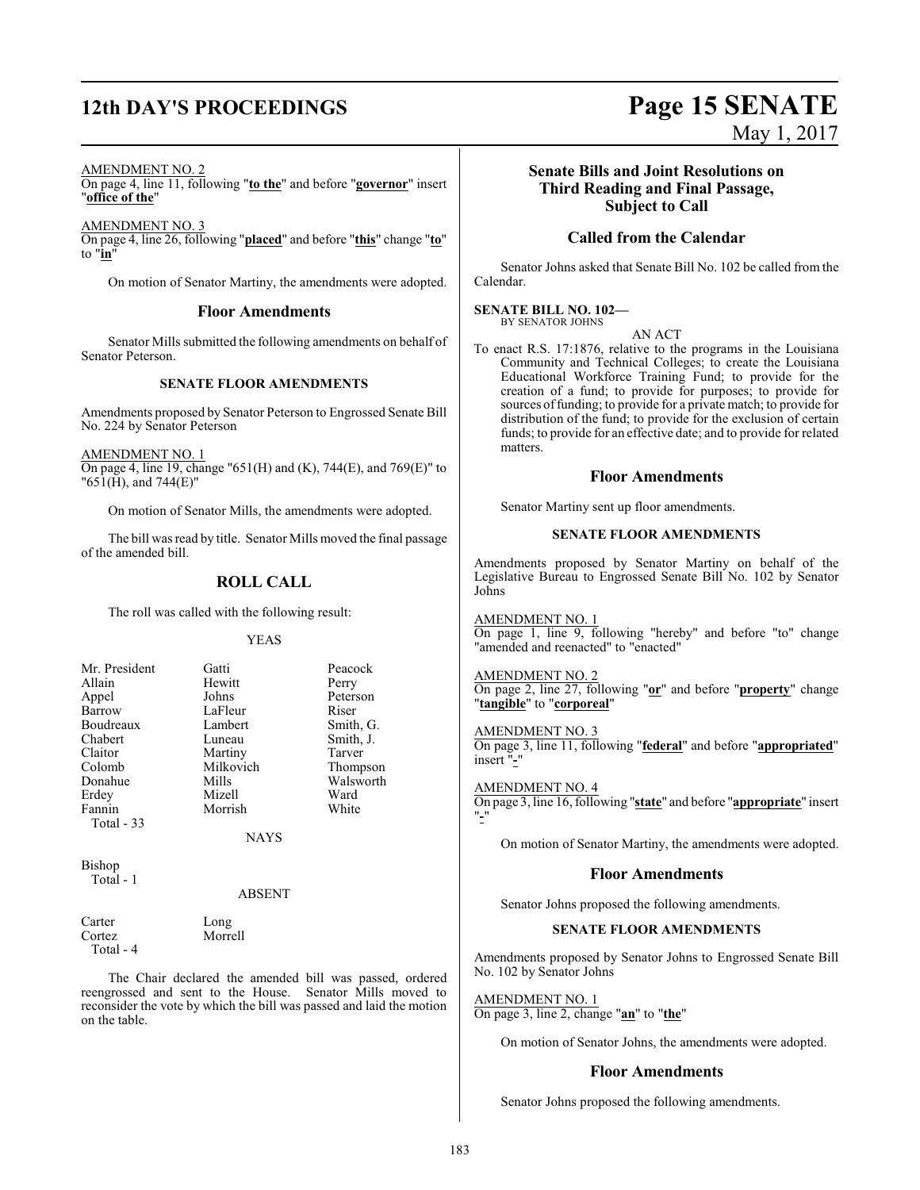AMENDMENT NO. 2
On page 4, line 11, following "**to the**" and before "**governor**" insert "**office of the**"

AMENDMENT NO. 3
On page 4, line 26, following "**placed**" and before "**this**" change "**to**" to "**in**"

On motion of Senator Martiny, the amendments were adopted.

## Floor Amendments

Senator Mills submitted the following amendments on behalf of Senator Peterson.

### SENATE FLOOR AMENDMENTS

Amendments proposed by Senator Peterson to Engrossed Senate Bill No. 224 by Senator Peterson

AMENDMENT NO. 1
On page 4, line 19, change "651(H) and (K), 744(E), and 769(E)" to "651(H), and 744(E)"

On motion of Senator Mills, the amendments were adopted.

The bill was read by title. Senator Mills moved the final passage of the amended bill.

## ROLL CALL

The roll was called with the following result:

YEAS

| | | |
|---|---|---|
| Mr. President | Gatti | Peacock |
| Allain | Hewitt | Perry |
| Appel | Johns | Peterson |
| Barrow | LaFleur | Riser |
| Boudreaux | Lambert | Smith, G. |
| Chabert | Luneau | Smith, J. |
| Claitor | Martiny | Tarver |
| Colomb | Milkovich | Thompson |
| Donahue | Mills | Walsworth |
| Erdey | Mizell | Ward |
| Fannin | Morrish | White |

Total - 33

NAYS

Bishop
Total - 1

ABSENT

| | |
|---|---|
| Carter | Long |
| Cortez | Morrell |

Total - 4

The Chair declared the amended bill was passed, ordered reengrossed and sent to the House. Senator Mills moved to reconsider the vote by which the bill was passed and laid the motion on the table.

## Senate Bills and Joint Resolutions on Third Reading and Final Passage, Subject to Call

## Called from the Calendar

Senator Johns asked that Senate Bill No. 102 be called from the Calendar.

**SENATE BILL NO. 102—**
BY SENATOR JOHNS

AN ACT

To enact R.S. 17:1876, relative to the programs in the Louisiana Community and Technical Colleges; to create the Louisiana Educational Workforce Training Fund; to provide for the creation of a fund; to provide for purposes; to provide for sources of funding; to provide for a private match; to provide for distribution of the fund; to provide for the exclusion of certain funds; to provide for an effective date; and to provide for related matters.

## Floor Amendments

Senator Martiny sent up floor amendments.

### SENATE FLOOR AMENDMENTS

Amendments proposed by Senator Martiny on behalf of the Legislative Bureau to Engrossed Senate Bill No. 102 by Senator Johns

AMENDMENT NO. 1
On page 1, line 9, following "hereby" and before "to" change "amended and reenacted" to "enacted"

AMENDMENT NO. 2
On page 2, line 27, following "**or**" and before "**property**" change "**tangible**" to "**corporeal**"

AMENDMENT NO. 3
On page 3, line 11, following "**federal**" and before "**appropriated**" insert "**-**"

AMENDMENT NO. 4
On page 3, line 16, following "**state**" and before "**appropriate**" insert "**-**"

On motion of Senator Martiny, the amendments were adopted.

## Floor Amendments

Senator Johns proposed the following amendments.

### SENATE FLOOR AMENDMENTS

Amendments proposed by Senator Johns to Engrossed Senate Bill No. 102 by Senator Johns

AMENDMENT NO. 1
On page 3, line 2, change "**an**" to "**the**"

On motion of Senator Johns, the amendments were adopted.

## Floor Amendments

Senator Johns proposed the following amendments.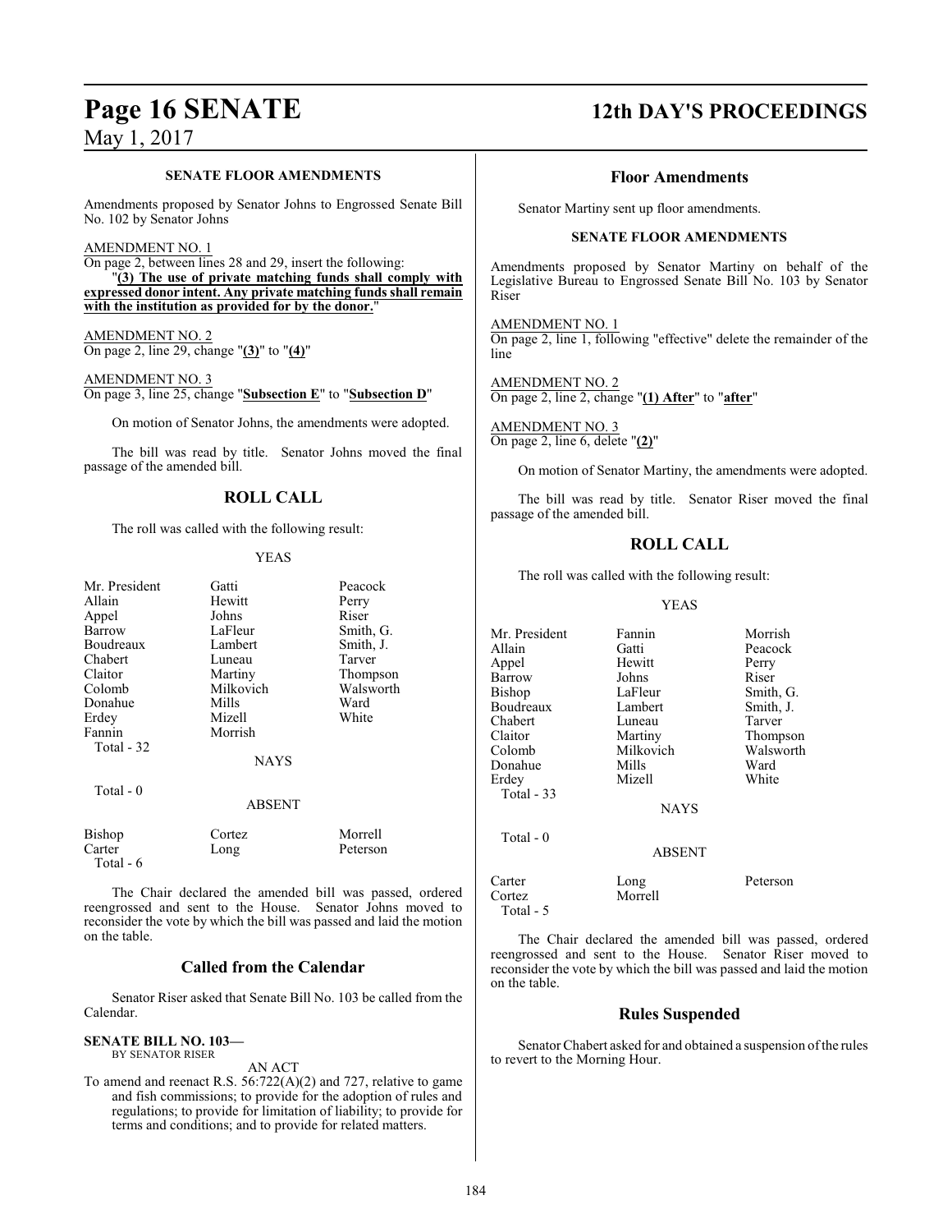### SENATE FLOOR AMENDMENTS

Amendments proposed by Senator Johns to Engrossed Senate Bill No. 102 by Senator Johns

AMENDMENT NO. 1

On page 2, between lines 28 and 29, insert the following:

"**(3) The use of private matching funds shall comply with expressed donor intent. Any private matching funds shall remain with the institution as provided for by the donor.**"

AMENDMENT NO. 2

On page 2, line 29, change "**(3)**" to "**(4)**"

AMENDMENT NO. 3

On page 3, line 25, change "**Subsection E**" to "**Subsection D**"

On motion of Senator Johns, the amendments were adopted.

The bill was read by title. Senator Johns moved the final passage of the amended bill.

## ROLL CALL

The roll was called with the following result:

YEAS

| | | |
|---|---|---|
| Mr. President | Gatti | Peacock |
| Allain | Hewitt | Perry |
| Appel | Johns | Riser |
| Barrow | LaFleur | Smith, G. |
| Boudreaux | Lambert | Smith, J. |
| Chabert | Luneau | Tarver |
| Claitor | Martiny | Thompson |
| Colomb | Milkovich | Walsworth |
| Donahue | Mills | Ward |
| Erdey | Mizell | White |
| Fannin | Morrish | |

Total - 32

NAYS

Total - 0

ABSENT

| | | |
|---|---|---|
| Bishop | Cortez | Morrell |
| Carter | Long | Peterson |

Total - 6

The Chair declared the amended bill was passed, ordered reengrossed and sent to the House. Senator Johns moved to reconsider the vote by which the bill was passed and laid the motion on the table.

## Called from the Calendar

Senator Riser asked that Senate Bill No. 103 be called from the Calendar.

**SENATE BILL NO. 103—**
BY SENATOR RISER

AN ACT

To amend and reenact R.S. 56:722(A)(2) and 727, relative to game and fish commissions; to provide for the adoption of rules and regulations; to provide for limitation of liability; to provide for terms and conditions; and to provide for related matters.

## Floor Amendments

Senator Martiny sent up floor amendments.

### SENATE FLOOR AMENDMENTS

Amendments proposed by Senator Martiny on behalf of the Legislative Bureau to Engrossed Senate Bill No. 103 by Senator Riser

AMENDMENT NO. 1

On page 2, line 1, following "effective" delete the remainder of the line

AMENDMENT NO. 2

On page 2, line 2, change "**(1) After**" to "**after**"

AMENDMENT NO. 3

On page 2, line 6, delete "**(2)**"

On motion of Senator Martiny, the amendments were adopted.

The bill was read by title. Senator Riser moved the final passage of the amended bill.

## ROLL CALL

The roll was called with the following result:

YEAS

| | | |
|---|---|---|
| Mr. President | Fannin | Morrish |
| Allain | Gatti | Peacock |
| Appel | Hewitt | Perry |
| Barrow | Johns | Riser |
| Bishop | LaFleur | Smith, G. |
| Boudreaux | Lambert | Smith, J. |
| Chabert | Luneau | Tarver |
| Claitor | Martiny | Thompson |
| Colomb | Milkovich | Walsworth |
| Donahue | Mills | Ward |
| Erdey | Mizell | White |

Total - 33

NAYS

Total - 0

ABSENT

| | | |
|---|---|---|
| Carter | Long | Peterson |
| Cortez | Morrell | |

Total - 5

The Chair declared the amended bill was passed, ordered reengrossed and sent to the House. Senator Riser moved to reconsider the vote by which the bill was passed and laid the motion on the table.

## Rules Suspended

Senator Chabert asked for and obtained a suspension of the rules to revert to the Morning Hour.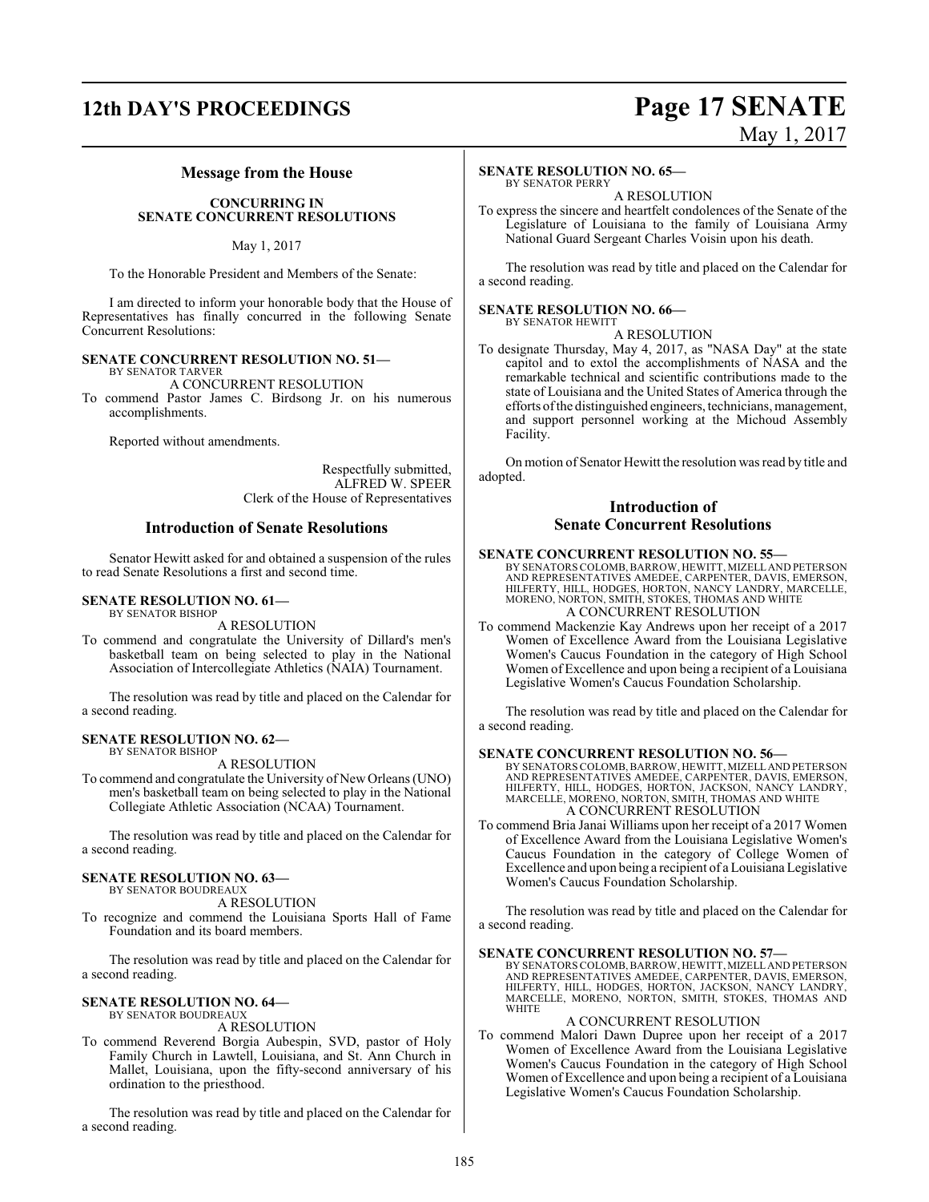## Message from the House

**CONCURRING IN SENATE CONCURRENT RESOLUTIONS**

May 1, 2017

To the Honorable President and Members of the Senate:

I am directed to inform your honorable body that the House of Representatives has finally concurred in the following Senate Concurrent Resolutions:

**SENATE CONCURRENT RESOLUTION NO. 51—**
BY SENATOR TARVER
A CONCURRENT RESOLUTION
To commend Pastor James C. Birdsong Jr. on his numerous accomplishments.

Reported without amendments.

Respectfully submitted,
ALFRED W. SPEER
Clerk of the House of Representatives

## Introduction of Senate Resolutions

Senator Hewitt asked for and obtained a suspension of the rules to read Senate Resolutions a first and second time.

**SENATE RESOLUTION NO. 61—**
BY SENATOR BISHOP
A RESOLUTION
To commend and congratulate the University of Dillard's men's basketball team on being selected to play in the National Association of Intercollegiate Athletics (NAIA) Tournament.

The resolution was read by title and placed on the Calendar for a second reading.

**SENATE RESOLUTION NO. 62—**
BY SENATOR BISHOP
A RESOLUTION
To commend and congratulate the University of New Orleans (UNO) men's basketball team on being selected to play in the National Collegiate Athletic Association (NCAA) Tournament.

The resolution was read by title and placed on the Calendar for a second reading.

**SENATE RESOLUTION NO. 63—**
BY SENATOR BOUDREAUX
A RESOLUTION
To recognize and commend the Louisiana Sports Hall of Fame Foundation and its board members.

The resolution was read by title and placed on the Calendar for a second reading.

**SENATE RESOLUTION NO. 64—**
BY SENATOR BOUDREAUX
A RESOLUTION
To commend Reverend Borgia Aubespin, SVD, pastor of Holy Family Church in Lawtell, Louisiana, and St. Ann Church in Mallet, Louisiana, upon the fifty-second anniversary of his ordination to the priesthood.

The resolution was read by title and placed on the Calendar for a second reading.

**SENATE RESOLUTION NO. 65—**
BY SENATOR PERRY
A RESOLUTION
To express the sincere and heartfelt condolences of the Senate of the Legislature of Louisiana to the family of Louisiana Army National Guard Sergeant Charles Voisin upon his death.

The resolution was read by title and placed on the Calendar for a second reading.

**SENATE RESOLUTION NO. 66—**
BY SENATOR HEWITT
A RESOLUTION
To designate Thursday, May 4, 2017, as "NASA Day" at the state capitol and to extol the accomplishments of NASA and the remarkable technical and scientific contributions made to the state of Louisiana and the United States of America through the efforts of the distinguished engineers, technicians, management, and support personnel working at the Michoud Assembly Facility.

On motion of Senator Hewitt the resolution was read by title and adopted.

## Introduction of Senate Concurrent Resolutions

**SENATE CONCURRENT RESOLUTION NO. 55—**
BY SENATORS COLOMB, BARROW, HEWITT, MIZELL AND PETERSON AND REPRESENTATIVES AMEDEE, CARPENTER, DAVIS, EMERSON, HILFERTY, HILL, HODGES, HORTON, NANCY LANDRY, MARCELLE, MORENO, NORTON, SMITH, STOKES, THOMAS AND WHITE
A CONCURRENT RESOLUTION
To commend Mackenzie Kay Andrews upon her receipt of a 2017 Women of Excellence Award from the Louisiana Legislative Women's Caucus Foundation in the category of High School Women of Excellence and upon being a recipient of a Louisiana Legislative Women's Caucus Foundation Scholarship.

The resolution was read by title and placed on the Calendar for a second reading.

**SENATE CONCURRENT RESOLUTION NO. 56—**
BY SENATORS COLOMB, BARROW, HEWITT, MIZELL AND PETERSON AND REPRESENTATIVES AMEDEE, CARPENTER, DAVIS, EMERSON, HILFERTY, HILL, HODGES, HORTON, JACKSON, NANCY LANDRY, MARCELLE, MORENO, NORTON, SMITH, THOMAS AND WHITE
A CONCURRENT RESOLUTION
To commend Bria Janai Williams upon her receipt of a 2017 Women of Excellence Award from the Louisiana Legislative Women's Caucus Foundation in the category of College Women of Excellence and upon being a recipient of a Louisiana Legislative Women's Caucus Foundation Scholarship.

The resolution was read by title and placed on the Calendar for a second reading.

**SENATE CONCURRENT RESOLUTION NO. 57—**
BY SENATORS COLOMB, BARROW, HEWITT, MIZELL AND PETERSON AND REPRESENTATIVES AMEDEE, CARPENTER, DAVIS, EMERSON, HILFERTY, HILL, HODGES, HORTON, JACKSON, NANCY LANDRY, MARCELLE, MORENO, NORTON, SMITH, STOKES, THOMAS AND WHITE
A CONCURRENT RESOLUTION
To commend Malori Dawn Dupree upon her receipt of a 2017 Women of Excellence Award from the Louisiana Legislative Women's Caucus Foundation in the category of High School Women of Excellence and upon being a recipient of a Louisiana Legislative Women's Caucus Foundation Scholarship.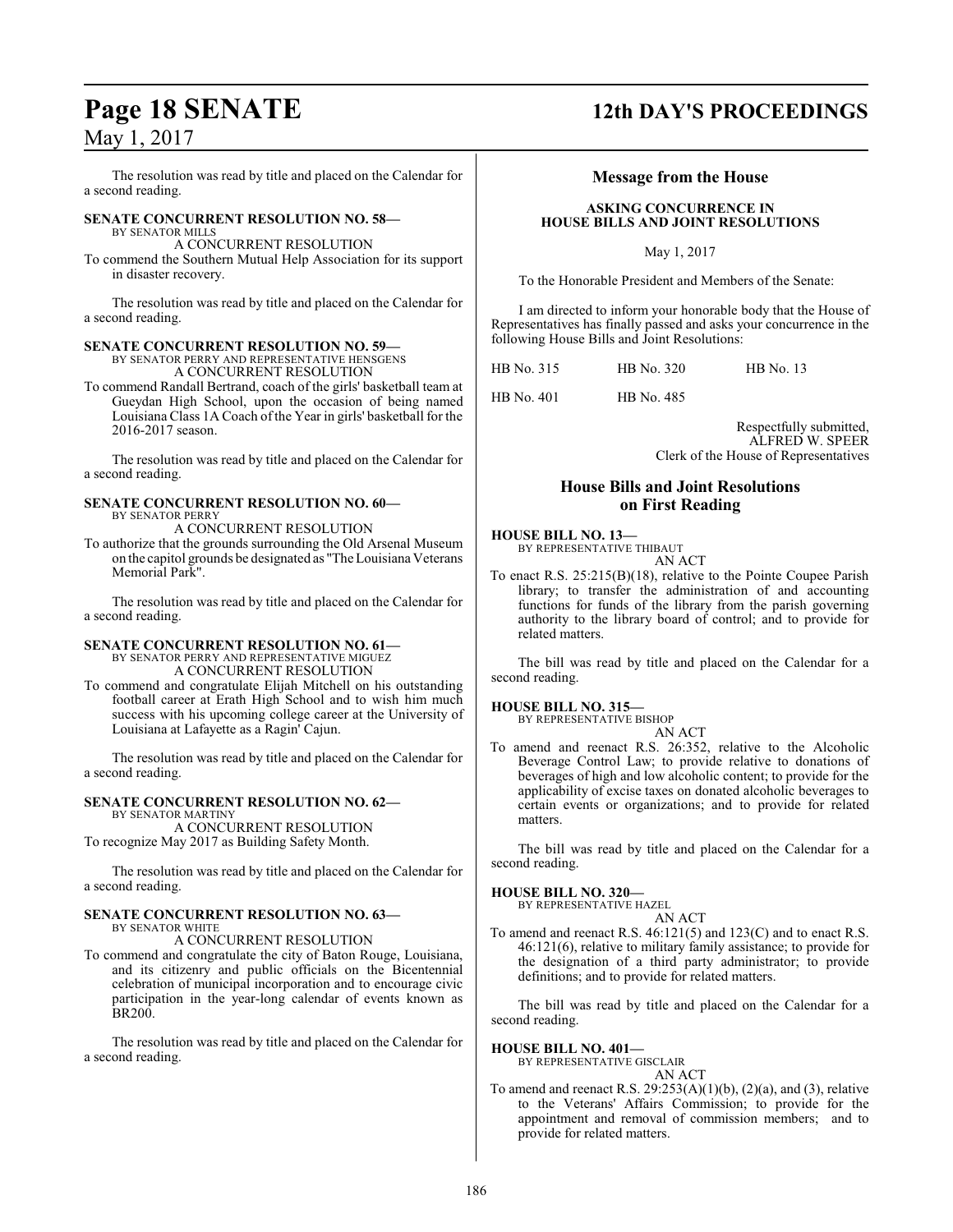The resolution was read by title and placed on the Calendar for a second reading.

**SENATE CONCURRENT RESOLUTION NO. 58—**
BY SENATOR MILLS
A CONCURRENT RESOLUTION
To commend the Southern Mutual Help Association for its support in disaster recovery.

The resolution was read by title and placed on the Calendar for a second reading.

**SENATE CONCURRENT RESOLUTION NO. 59—**
BY SENATOR PERRY AND REPRESENTATIVE HENSGENS
A CONCURRENT RESOLUTION
To commend Randall Bertrand, coach of the girls' basketball team at Gueydan High School, upon the occasion of being named Louisiana Class 1A Coach of the Year in girls' basketball for the 2016-2017 season.

The resolution was read by title and placed on the Calendar for a second reading.

**SENATE CONCURRENT RESOLUTION NO. 60—**
BY SENATOR PERRY
A CONCURRENT RESOLUTION
To authorize that the grounds surrounding the Old Arsenal Museum on the capitol grounds be designated as "The Louisiana Veterans Memorial Park".

The resolution was read by title and placed on the Calendar for a second reading.

**SENATE CONCURRENT RESOLUTION NO. 61—**
BY SENATOR PERRY AND REPRESENTATIVE MIGUEZ
A CONCURRENT RESOLUTION
To commend and congratulate Elijah Mitchell on his outstanding football career at Erath High School and to wish him much success with his upcoming college career at the University of Louisiana at Lafayette as a Ragin' Cajun.

The resolution was read by title and placed on the Calendar for a second reading.

**SENATE CONCURRENT RESOLUTION NO. 62—**
BY SENATOR MARTINY
A CONCURRENT RESOLUTION
To recognize May 2017 as Building Safety Month.

The resolution was read by title and placed on the Calendar for a second reading.

**SENATE CONCURRENT RESOLUTION NO. 63—**
BY SENATOR WHITE
A CONCURRENT RESOLUTION
To commend and congratulate the city of Baton Rouge, Louisiana, and its citizenry and public officials on the Bicentennial celebration of municipal incorporation and to encourage civic participation in the year-long calendar of events known as BR200.

The resolution was read by title and placed on the Calendar for a second reading.

## Message from the House

**ASKING CONCURRENCE IN HOUSE BILLS AND JOINT RESOLUTIONS**

May 1, 2017

To the Honorable President and Members of the Senate:

I am directed to inform your honorable body that the House of Representatives has finally passed and asks your concurrence in the following House Bills and Joint Resolutions:

| | | |
|---|---|---|
| HB No. 315 | HB No. 320 | HB No. 13 |
| HB No. 401 | HB No. 485 | |

Respectfully submitted,
ALFRED W. SPEER
Clerk of the House of Representatives

## House Bills and Joint Resolutions on First Reading

**HOUSE BILL NO. 13—**
BY REPRESENTATIVE THIBAUT
AN ACT
To enact R.S. 25:215(B)(18), relative to the Pointe Coupee Parish library; to transfer the administration of and accounting functions for funds of the library from the parish governing authority to the library board of control; and to provide for related matters.

The bill was read by title and placed on the Calendar for a second reading.

**HOUSE BILL NO. 315—**
BY REPRESENTATIVE BISHOP
AN ACT
To amend and reenact R.S. 26:352, relative to the Alcoholic Beverage Control Law; to provide relative to donations of beverages of high and low alcoholic content; to provide for the applicability of excise taxes on donated alcoholic beverages to certain events or organizations; and to provide for related matters.

The bill was read by title and placed on the Calendar for a second reading.

**HOUSE BILL NO. 320—**
BY REPRESENTATIVE HAZEL
AN ACT
To amend and reenact R.S. 46:121(5) and 123(C) and to enact R.S. 46:121(6), relative to military family assistance; to provide for the designation of a third party administrator; to provide definitions; and to provide for related matters.

The bill was read by title and placed on the Calendar for a second reading.

**HOUSE BILL NO. 401—**
BY REPRESENTATIVE GISCLAIR
AN ACT
To amend and reenact R.S. 29:253(A)(1)(b), (2)(a), and (3), relative to the Veterans' Affairs Commission; to provide for the appointment and removal of commission members; and to provide for related matters.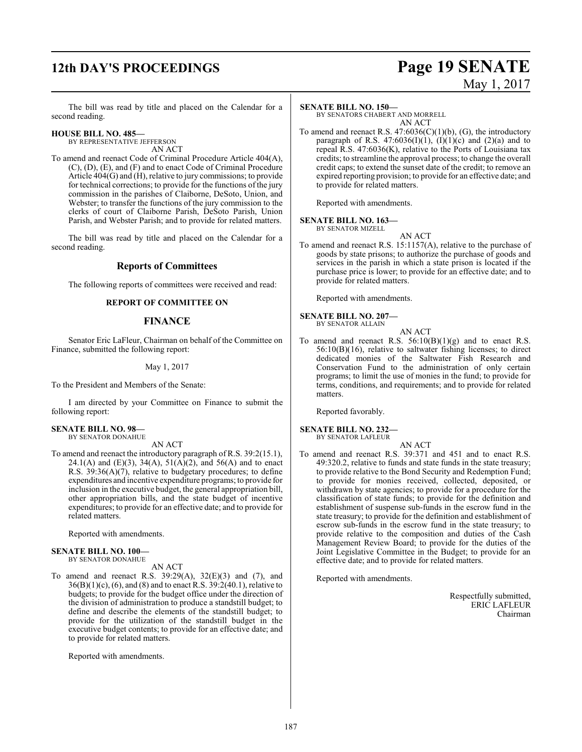The bill was read by title and placed on the Calendar for a second reading.

**HOUSE BILL NO. 485—**
BY REPRESENTATIVE JEFFERSON
AN ACT

To amend and reenact Code of Criminal Procedure Article 404(A), (C), (D), (E), and (F) and to enact Code of Criminal Procedure Article 404(G) and (H), relative to jury commissions; to provide for technical corrections; to provide for the functions of the jury commission in the parishes of Claiborne, DeSoto, Union, and Webster; to transfer the functions of the jury commission to the clerks of court of Claiborne Parish, DeSoto Parish, Union Parish, and Webster Parish; and to provide for related matters.

The bill was read by title and placed on the Calendar for a second reading.

## Reports of Committees

The following reports of committees were received and read:

### REPORT OF COMMITTEE ON

## FINANCE

Senator Eric LaFleur, Chairman on behalf of the Committee on Finance, submitted the following report:

May 1, 2017

To the President and Members of the Senate:

I am directed by your Committee on Finance to submit the following report:

**SENATE BILL NO. 98—**
BY SENATOR DONAHUE
AN ACT

To amend and reenact the introductory paragraph of R.S. 39:2(15.1), 24.1(A) and (E)(3), 34(A), 51(A)(2), and 56(A) and to enact R.S. 39:36(A)(7), relative to budgetary procedures; to define expenditures and incentive expenditure programs; to provide for inclusion in the executive budget, the general appropriation bill, other appropriation bills, and the state budget of incentive expenditures; to provide for an effective date; and to provide for related matters.

Reported with amendments.

**SENATE BILL NO. 100—**
BY SENATOR DONAHUE
AN ACT

To amend and reenact R.S. 39:29(A), 32(E)(3) and (7), and 36(B)(1)(c), (6), and (8) and to enact R.S. 39:2(40.1), relative to budgets; to provide for the budget office under the direction of the division of administration to produce a standstill budget; to define and describe the elements of the standstill budget; to provide for the utilization of the standstill budget in the executive budget contents; to provide for an effective date; and to provide for related matters.

Reported with amendments.

**SENATE BILL NO. 150—**
BY SENATORS CHABERT AND MORRELL
AN ACT

To amend and reenact R.S. 47:6036(C)(1)(b), (G), the introductory paragraph of R.S. 47:6036(I)(1), (I)(1)(c) and (2)(a) and to repeal R.S. 47:6036(K), relative to the Ports of Louisiana tax credits; to streamline the approval process; to change the overall credit caps; to extend the sunset date of the credit; to remove an expired reporting provision; to provide for an effective date; and to provide for related matters.

Reported with amendments.

**SENATE BILL NO. 163—**
BY SENATOR MIZELL
AN ACT

To amend and reenact R.S. 15:1157(A), relative to the purchase of goods by state prisons; to authorize the purchase of goods and services in the parish in which a state prison is located if the purchase price is lower; to provide for an effective date; and to provide for related matters.

Reported with amendments.

**SENATE BILL NO. 207—**
BY SENATOR ALLAIN
AN ACT

To amend and reenact R.S. 56:10(B)(1)(g) and to enact R.S. 56:10(B)(16), relative to saltwater fishing licenses; to direct dedicated monies of the Saltwater Fish Research and Conservation Fund to the administration of only certain programs; to limit the use of monies in the fund; to provide for terms, conditions, and requirements; and to provide for related matters.

Reported favorably.

**SENATE BILL NO. 232—**
BY SENATOR LAFLEUR
AN ACT

To amend and reenact R.S. 39:371 and 451 and to enact R.S. 49:320.2, relative to funds and state funds in the state treasury; to provide relative to the Bond Security and Redemption Fund; to provide for monies received, collected, deposited, or withdrawn by state agencies; to provide for a procedure for the classification of state funds; to provide for the definition and establishment of suspense sub-funds in the escrow fund in the state treasury; to provide for the definition and establishment of escrow sub-funds in the escrow fund in the state treasury; to provide relative to the composition and duties of the Cash Management Review Board; to provide for the duties of the Joint Legislative Committee in the Budget; to provide for an effective date; and to provide for related matters.

Reported with amendments.

Respectfully submitted,
ERIC LAFLEUR
Chairman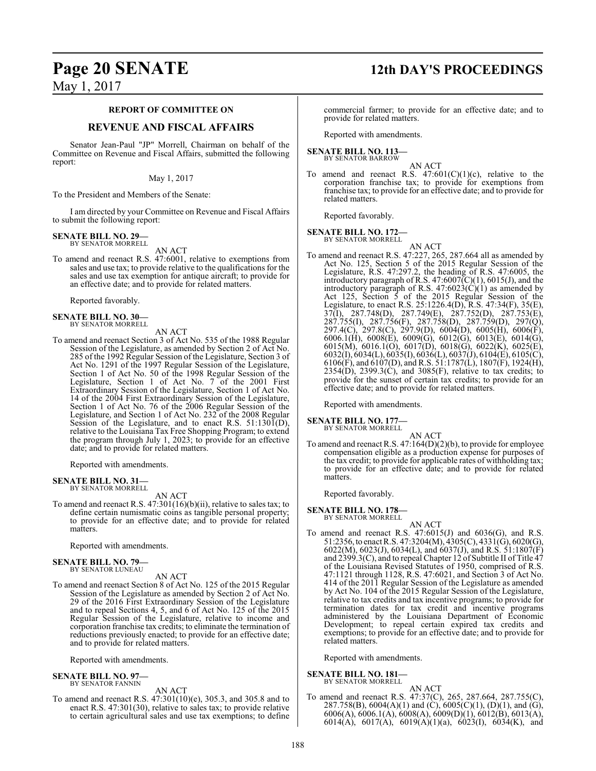**REPORT OF COMMITTEE ON**

## REVENUE AND FISCAL AFFAIRS

Senator Jean-Paul "JP" Morrell, Chairman on behalf of the Committee on Revenue and Fiscal Affairs, submitted the following report:

May 1, 2017

To the President and Members of the Senate:

I am directed by your Committee on Revenue and Fiscal Affairs to submit the following report:

**SENATE BILL NO. 29—**
BY SENATOR MORRELL

AN ACT

To amend and reenact R.S. 47:6001, relative to exemptions from sales and use tax; to provide relative to the qualifications for the sales and use tax exemption for antique aircraft; to provide for an effective date; and to provide for related matters.

Reported favorably.

**SENATE BILL NO. 30—**
BY SENATOR MORRELL

AN ACT

To amend and reenact Section 3 of Act No. 535 of the 1988 Regular Session of the Legislature, as amended by Section 2 of Act No. 285 of the 1992 Regular Session of the Legislature, Section 3 of Act No. 1291 of the 1997 Regular Session of the Legislature, Section 1 of Act No. 50 of the 1998 Regular Session of the Legislature, Section 1 of Act No. 7 of the 2001 First Extraordinary Session of the Legislature, Section 1 of Act No. 14 of the 2004 First Extraordinary Session of the Legislature, Section 1 of Act No. 76 of the 2006 Regular Session of the Legislature, and Section 1 of Act No. 232 of the 2008 Regular Session of the Legislature, and to enact R.S. 51:1301(D), relative to the Louisiana Tax Free Shopping Program; to extend the program through July 1, 2023; to provide for an effective date; and to provide for related matters.

Reported with amendments.

**SENATE BILL NO. 31—**
BY SENATOR MORRELL

AN ACT

To amend and reenact R.S. 47:301(16)(b)(ii), relative to sales tax; to define certain numismatic coins as tangible personal property; to provide for an effective date; and to provide for related matters.

Reported with amendments.

**SENATE BILL NO. 79—**
BY SENATOR LUNEAU

AN ACT

To amend and reenact Section 8 of Act No. 125 of the 2015 Regular Session of the Legislature as amended by Section 2 of Act No. 29 of the 2016 First Extraordinary Session of the Legislature and to repeal Sections 4, 5, and 6 of Act No. 125 of the 2015 Regular Session of the Legislature, relative to income and corporation franchise tax credits; to eliminate the termination of reductions previously enacted; to provide for an effective date; and to provide for related matters.

Reported with amendments.

**SENATE BILL NO. 97—**
BY SENATOR FANNIN

AN ACT

To amend and reenact R.S. 47:301(10)(e), 305.3, and 305.8 and to enact R.S. 47:301(30), relative to sales tax; to provide relative to certain agricultural sales and use tax exemptions; to define commercial farmer; to provide for an effective date; and to provide for related matters.

Reported with amendments.

**SENATE BILL NO. 113—**
BY SENATOR BARROW

AN ACT

To amend and reenact R.S. 47:601(C)(1)(c), relative to the corporation franchise tax; to provide for exemptions from franchise tax; to provide for an effective date; and to provide for related matters.

Reported favorably.

**SENATE BILL NO. 172—**
BY SENATOR MORRELL

AN ACT

To amend and reenact R.S. 47:227, 265, 287.664 all as amended by Act No. 125, Section 5 of the 2015 Regular Session of the Legislature, R.S. 47:297.2, the heading of R.S. 47:6005, the introductory paragraph of R.S. 47:6007(C)(1), 6015(J), and the introductory paragraph of R.S. 47:6023(C)(1) as amended by Act 125, Section 5 of the 2015 Regular Session of the Legislature, to enact R.S. 25:1226.4(D), R.S. 47:34(F), 35(E), 37(I), 287.748(D), 287.749(E), 287.752(D), 287.753(E), 287.755(I), 287.756(F), 287.758(D), 287.759(D), 297(Q), 297.4(C), 297.8(C), 297.9(D), 6004(D), 6005(H), 6006(F), 6006.1(H), 6008(E), 6009(G), 6012(G), 6013(E), 6014(G), 6015(M), 6016.1(O), 6017(D), 6018(G), 6022(K), 6025(E), 6032(I), 6034(L), 6035(I), 6036(L), 6037(J), 6104(E), 6105(C), 6106(F), and 6107(D), and R.S. 51:1787(L), 1807(F), 1924(H), 2354(D), 2399.3(C), and 3085(F), relative to tax credits; to provide for the sunset of certain tax credits; to provide for an effective date; and to provide for related matters.

Reported with amendments.

**SENATE BILL NO. 177—**
BY SENATOR MORRELL

AN ACT

To amend and reenact R.S. 47:164(D)(2)(b), to provide for employee compensation eligible as a production expense for purposes of the tax credit; to provide for applicable rates of withholding tax; to provide for an effective date; and to provide for related matters.

Reported favorably.

**SENATE BILL NO. 178—**
BY SENATOR MORRELL

AN ACT

To amend and reenact R.S. 47:6015(J) and 6036(G), and R.S. 51:2356, to enact R.S. 47:3204(M), 4305(C), 4331(G), 6020(G), 6022(M), 6023(J), 6034(L), and 6037(J), and R.S. 51:1807(F) and 2399.3(C), and to repeal Chapter 12 of Subtitle II of Title 47 of the Louisiana Revised Statutes of 1950, comprised of R.S. 47:1121 through 1128, R.S. 47:6021, and Section 3 of Act No. 414 of the 2011 Regular Session of the Legislature as amended by Act No. 104 of the 2015 Regular Session of the Legislature, relative to tax credits and tax incentive programs; to provide for termination dates for tax credit and incentive programs administered by the Louisiana Department of Economic Development; to repeal certain expired tax credits and exemptions; to provide for an effective date; and to provide for related matters.

Reported with amendments.

**SENATE BILL NO. 181—**
BY SENATOR MORRELL

AN ACT

To amend and reenact R.S. 47:37(C), 265, 287.664, 287.755(C), 287.758(B), 6004(A)(1) and (C), 6005(C)(1), (D)(1), and (G), 6006(A), 6006.1(A), 6008(A), 6009(D)(1), 6012(B), 6013(A), 6014(A), 6017(A), 6019(A)(1)(a), 6023(I), 6034(K), and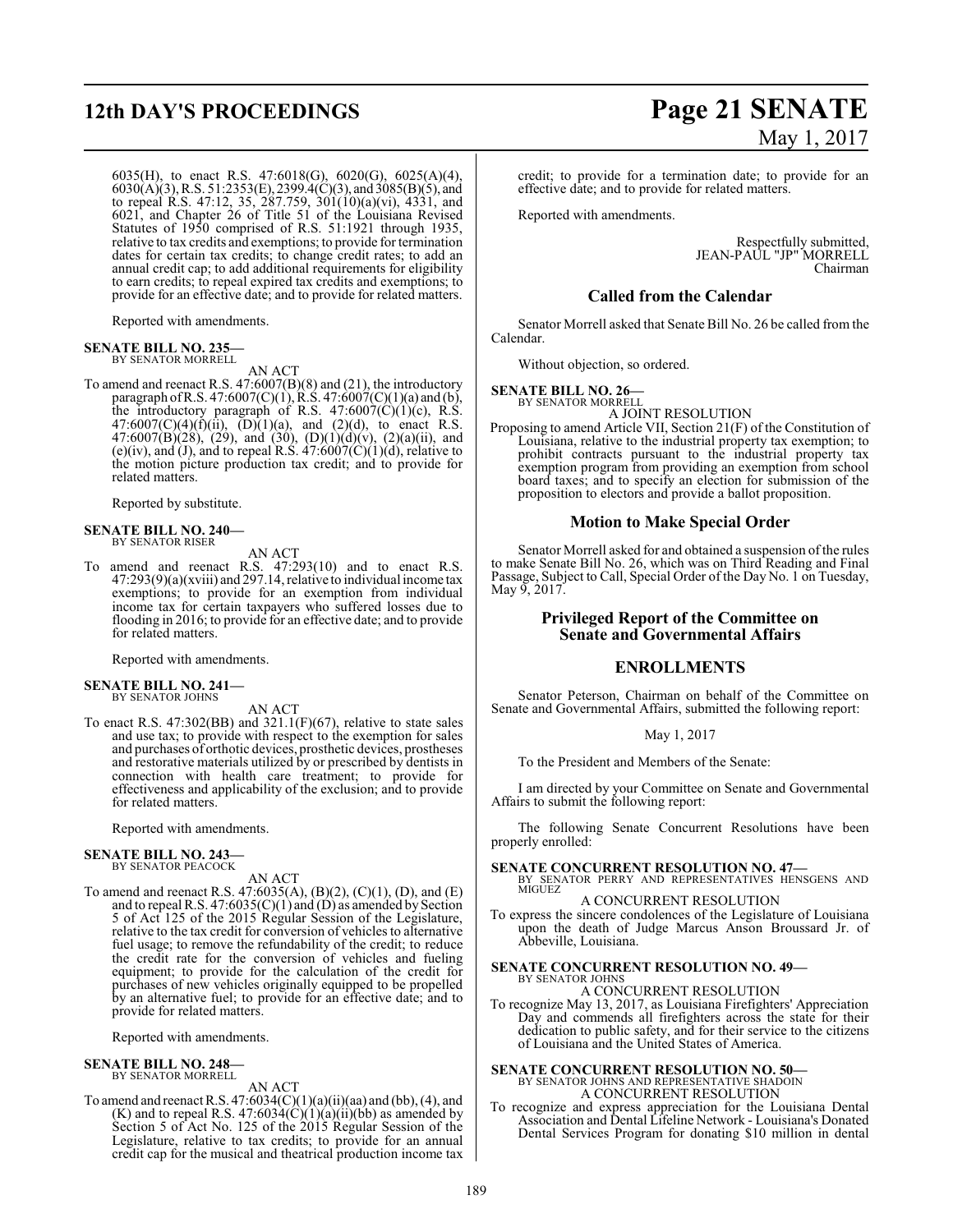6035(H), to enact R.S. 47:6018(G), 6020(G), 6025(A)(4), 6030(A)(3), R.S. 51:2353(E), 2399.4(C)(3), and 3085(B)(5), and to repeal R.S. 47:12, 35, 287.759, 301(10)(a)(vi), 4331, and 6021, and Chapter 26 of Title 51 of the Louisiana Revised Statutes of 1950 comprised of R.S. 51:1921 through 1935, relative to tax credits and exemptions; to provide for termination dates for certain tax credits; to change credit rates; to add an annual credit cap; to add additional requirements for eligibility to earn credits; to repeal expired tax credits and exemptions; to provide for an effective date; and to provide for related matters.

Reported with amendments.

**SENATE BILL NO. 235—**
BY SENATOR MORRELL

AN ACT

To amend and reenact R.S. 47:6007(B)(8) and (21), the introductory paragraph of R.S. 47:6007(C)(1), R.S. 47:6007(C)(1)(a) and (b), the introductory paragraph of R.S. 47:6007(C)(1)(c), R.S. 47:6007(C)(4)(f)(ii), (D)(1)(a), and (2)(d), to enact R.S. 47:6007(B)(28), (29), and (30), (D)(1)(d)(v), (2)(a)(ii), and (e)(iv), and (J), and to repeal R.S. 47:6007(C)(1)(d), relative to the motion picture production tax credit; and to provide for related matters.

Reported by substitute.

**SENATE BILL NO. 240—**
BY SENATOR RISER

AN ACT

To amend and reenact R.S. 47:293(10) and to enact R.S. 47:293(9)(a)(xviii) and 297.14, relative to individual income tax exemptions; to provide for an exemption from individual income tax for certain taxpayers who suffered losses due to flooding in 2016; to provide for an effective date; and to provide for related matters.

Reported with amendments.

**SENATE BILL NO. 241—**
BY SENATOR JOHNS

AN ACT

To enact R.S. 47:302(BB) and 321.1(F)(67), relative to state sales and use tax; to provide with respect to the exemption for sales and purchases of orthotic devices, prosthetic devices, prostheses and restorative materials utilized by or prescribed by dentists in connection with health care treatment; to provide for effectiveness and applicability of the exclusion; and to provide for related matters.

Reported with amendments.

**SENATE BILL NO. 243—**
BY SENATOR PEACOCK

AN ACT

To amend and reenact R.S. 47:6035(A), (B)(2), (C)(1), (D), and (E) and to repeal R.S. 47:6035(C)(1) and (D) as amended by Section 5 of Act 125 of the 2015 Regular Session of the Legislature, relative to the tax credit for conversion of vehicles to alternative fuel usage; to remove the refundability of the credit; to reduce the credit rate for the conversion of vehicles and fueling equipment; to provide for the calculation of the credit for purchases of new vehicles originally equipped to be propelled by an alternative fuel; to provide for an effective date; and to provide for related matters.

Reported with amendments.

**SENATE BILL NO. 248—**
BY SENATOR MORRELL

AN ACT

To amend and reenact R.S. 47:6034(C)(1)(a)(ii)(aa) and (bb), (4), and (K) and to repeal R.S. 47:6034(C)(1)(a)(ii)(bb) as amended by Section 5 of Act No. 125 of the 2015 Regular Session of the Legislature, relative to tax credits; to provide for an annual credit cap for the musical and theatrical production income tax credit; to provide for a termination date; to provide for an effective date; and to provide for related matters.

Reported with amendments.

Respectfully submitted,
JEAN-PAUL "JP" MORRELL
Chairman

## Called from the Calendar

Senator Morrell asked that Senate Bill No. 26 be called from the Calendar.

Without objection, so ordered.

**SENATE BILL NO. 26—**
BY SENATOR MORRELL

A JOINT RESOLUTION

Proposing to amend Article VII, Section 21(F) of the Constitution of Louisiana, relative to the industrial property tax exemption; to prohibit contracts pursuant to the industrial property tax exemption program from providing an exemption from school board taxes; and to specify an election for submission of the proposition to electors and provide a ballot proposition.

## Motion to Make Special Order

Senator Morrell asked for and obtained a suspension of the rules to make Senate Bill No. 26, which was on Third Reading and Final Passage, Subject to Call, Special Order of the Day No. 1 on Tuesday, May 9, 2017.

## Privileged Report of the Committee on Senate and Governmental Affairs

## ENROLLMENTS

Senator Peterson, Chairman on behalf of the Committee on Senate and Governmental Affairs, submitted the following report:

May 1, 2017

To the President and Members of the Senate:

I am directed by your Committee on Senate and Governmental Affairs to submit the following report:

The following Senate Concurrent Resolutions have been properly enrolled:

**SENATE CONCURRENT RESOLUTION NO. 47—**
BY SENATOR PERRY AND REPRESENTATIVES HENSGENS AND MIGUEZ

A CONCURRENT RESOLUTION

To express the sincere condolences of the Legislature of Louisiana upon the death of Judge Marcus Anson Broussard Jr. of Abbeville, Louisiana.

**SENATE CONCURRENT RESOLUTION NO. 49—**
BY SENATOR JOHNS

A CONCURRENT RESOLUTION

To recognize May 13, 2017, as Louisiana Firefighters' Appreciation Day and commends all firefighters across the state for their dedication to public safety, and for their service to the citizens of Louisiana and the United States of America.

**SENATE CONCURRENT RESOLUTION NO. 50—**
BY SENATOR JOHNS AND REPRESENTATIVE SHADOIN

A CONCURRENT RESOLUTION

To recognize and express appreciation for the Louisiana Dental Association and Dental Lifeline Network - Louisiana's Donated Dental Services Program for donating $10 million in dental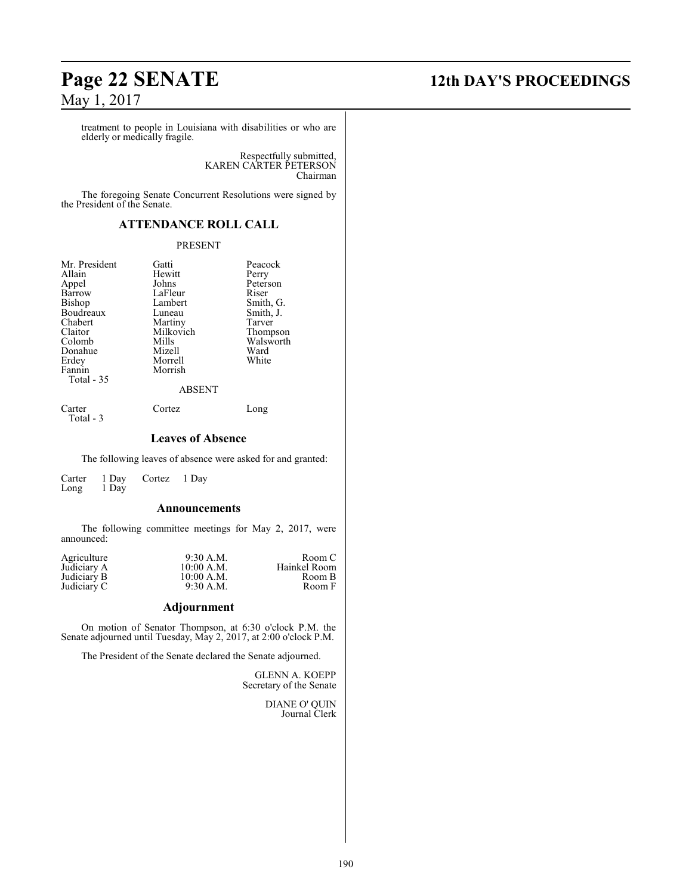treatment to people in Louisiana with disabilities or who are elderly or medically fragile.

Respectfully submitted,
KAREN CARTER PETERSON
Chairman

The foregoing Senate Concurrent Resolutions were signed by the President of the Senate.

## ATTENDANCE ROLL CALL

PRESENT

| | | |
|---|---|---|
| Mr. President | Gatti | Peacock |
| Allain | Hewitt | Perry |
| Appel | Johns | Peterson |
| Barrow | LaFleur | Riser |
| Bishop | Lambert | Smith, G. |
| Boudreaux | Luneau | Smith, J. |
| Chabert | Martiny | Tarver |
| Claitor | Milkovich | Thompson |
| Colomb | Mills | Walsworth |
| Donahue | Mizell | Ward |
| Erdey | Morrell | White |
| Fannin | Morrish | |

Total - 35

ABSENT

| | | |
|---|---|---|
| Carter | Cortez | Long |

Total - 3

## Leaves of Absence

The following leaves of absence were asked for and granted:

| | | | |
|---|---|---|---|
| Carter | 1 Day | Cortez | 1 Day |
| Long | 1 Day | | |

## Announcements

The following committee meetings for May 2, 2017, were announced:

| | | |
|---|---|---|
| Agriculture | 9:30 A.M. | Room C |
| Judiciary A | 10:00 A.M. | Hainkel Room |
| Judiciary B | 10:00 A.M. | Room B |
| Judiciary C | 9:30 A.M. | Room F |

## Adjournment

On motion of Senator Thompson, at 6:30 o'clock P.M. the Senate adjourned until Tuesday, May 2, 2017, at 2:00 o'clock P.M.

The President of the Senate declared the Senate adjourned.

GLENN A. KOEPP
Secretary of the Senate

DIANE O' QUIN
Journal Clerk